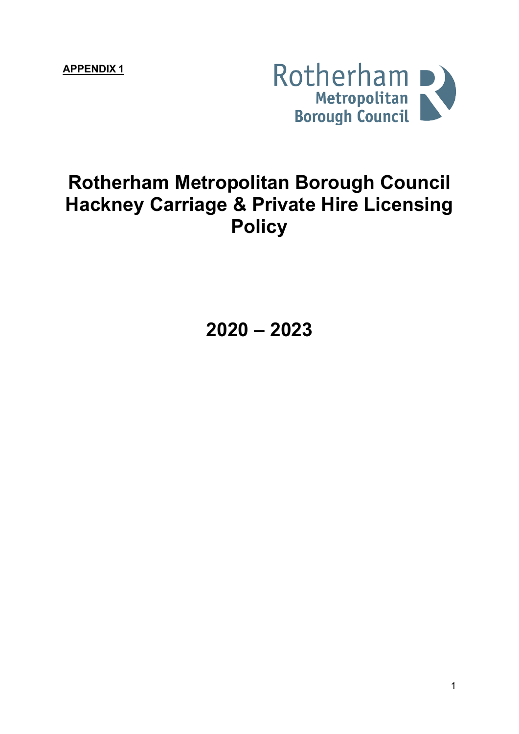**APPENDIX 1**

Rotherham Metropolitan Borough Council

# Rotherham Metropolitan Borough Council Hackney Carriage & Private Hire Licensing Policy

## 2020 – 2023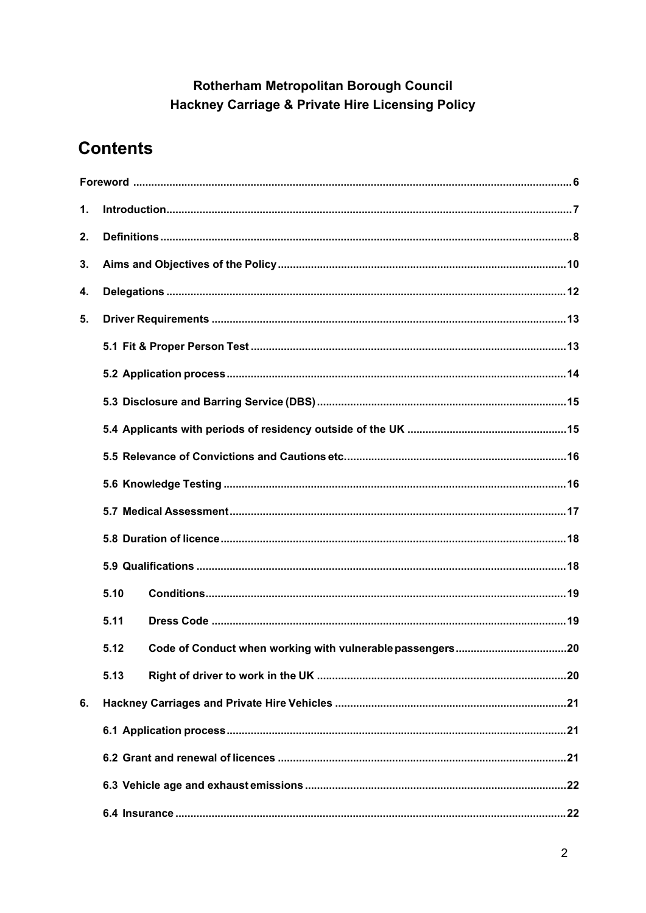# Rotherham Metropolitan Borough Council
# Hackney Carriage & Private Hire Licensing Policy

## Contents

Foreword ..... 6

1. Introduction ..... 7
2. Definitions ..... 8
3. Aims and Objectives of the Policy ..... 10
4. Delegations ..... 12
5. Driver Requirements ..... 13
   - 5.1 Fit & Proper Person Test ..... 13
   - 5.2 Application process ..... 14
   - 5.3 Disclosure and Barring Service (DBS) ..... 15
   - 5.4 Applicants with periods of residency outside of the UK ..... 15
   - 5.5 Relevance of Convictions and Cautions etc. ..... 16
   - 5.6 Knowledge Testing ..... 16
   - 5.7 Medical Assessment ..... 17
   - 5.8 Duration of licence ..... 18
   - 5.9 Qualifications ..... 18
   - 5.10 Conditions ..... 19
   - 5.11 Dress Code ..... 19
   - 5.12 Code of Conduct when working with vulnerable passengers ..... 20
   - 5.13 Right of driver to work in the UK ..... 20
6. Hackney Carriages and Private Hire Vehicles ..... 21
   - 6.1 Application process ..... 21
   - 6.2 Grant and renewal of licences ..... 21
   - 6.3 Vehicle age and exhaust emissions ..... 22
   - 6.4 Insurance ..... 22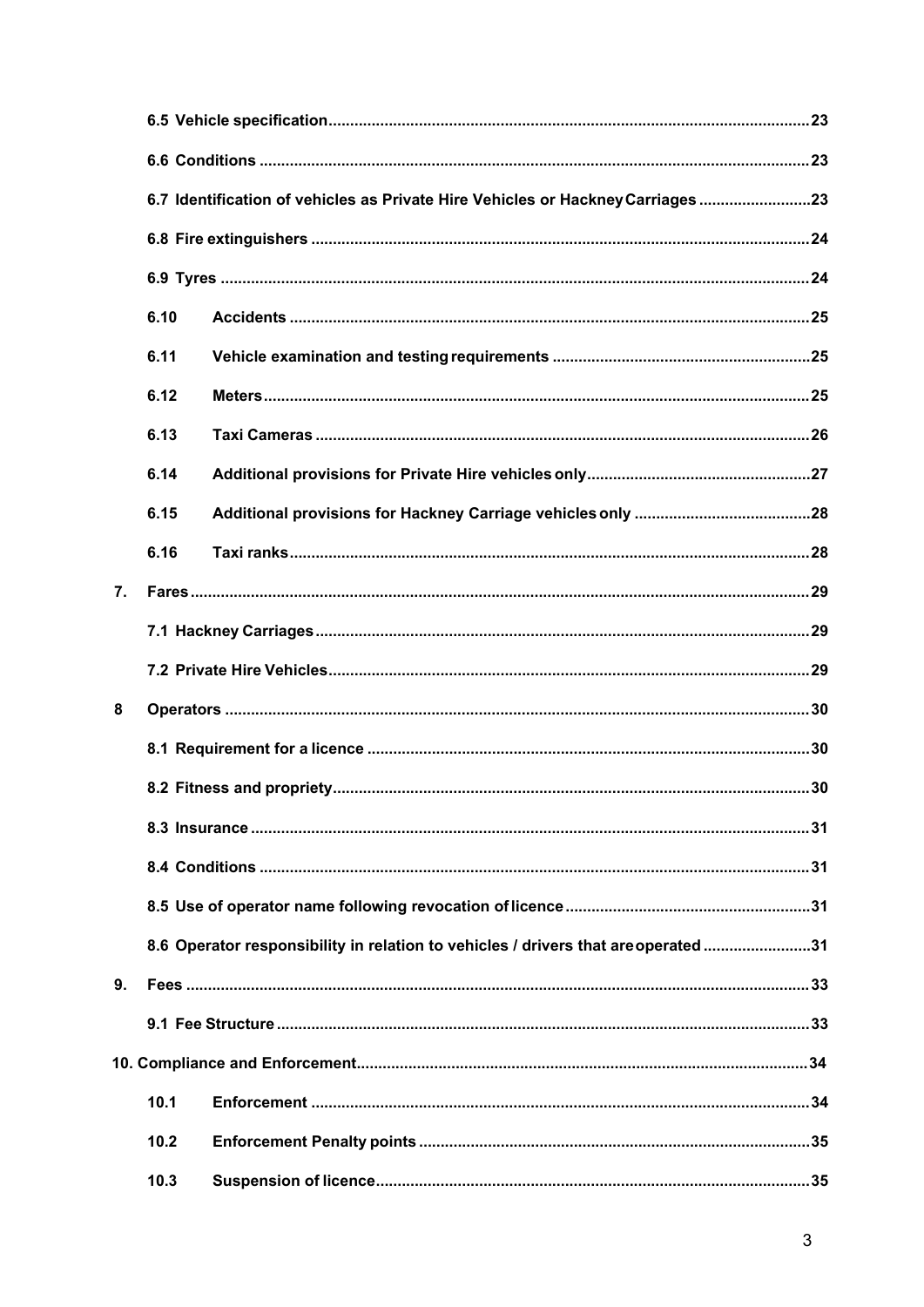6.5 Vehicle specification ........................................................................................................ 23

6.6 Conditions ........................................................................................................................ 23

6.7 Identification of vehicles as Private Hire Vehicles or Hackney Carriages ......................... 23

6.8 Fire extinguishers ............................................................................................................. 24

6.9 Tyres ................................................................................................................................. 24

6.10 Accidents ........................................................................................................................ 25

6.11 Vehicle examination and testing requirements ............................................................. 25

6.12 Meters ............................................................................................................................. 25

6.13 Taxi Cameras .................................................................................................................. 26

6.14 Additional provisions for Private Hire vehicles only ....................................................... 27

6.15 Additional provisions for Hackney Carriage vehicles only .............................................. 28

6.16 Taxi ranks ........................................................................................................................ 28

7. Fares .................................................................................................................................... 29

7.1 Hackney Carriages ............................................................................................................ 29

7.2 Private Hire Vehicles ......................................................................................................... 29

8 Operators ............................................................................................................................. 30

8.1 Requirement for a licence ................................................................................................ 30

8.2 Fitness and propriety ........................................................................................................ 30

8.3 Insurance .......................................................................................................................... 31

8.4 Conditions ........................................................................................................................ 31

8.5 Use of operator name following revocation of licence .................................................... 31

8.6 Operator responsibility in relation to vehicles / drivers that are operated ...................... 31

9. Fees ..................................................................................................................................... 33

9.1 Fee Structure .................................................................................................................... 33

10. Compliance and Enforcement ........................................................................................... 34

10.1 Enforcement .................................................................................................................... 34

10.2 Enforcement Penalty points ............................................................................................ 35

10.3 Suspension of licence ...................................................................................................... 35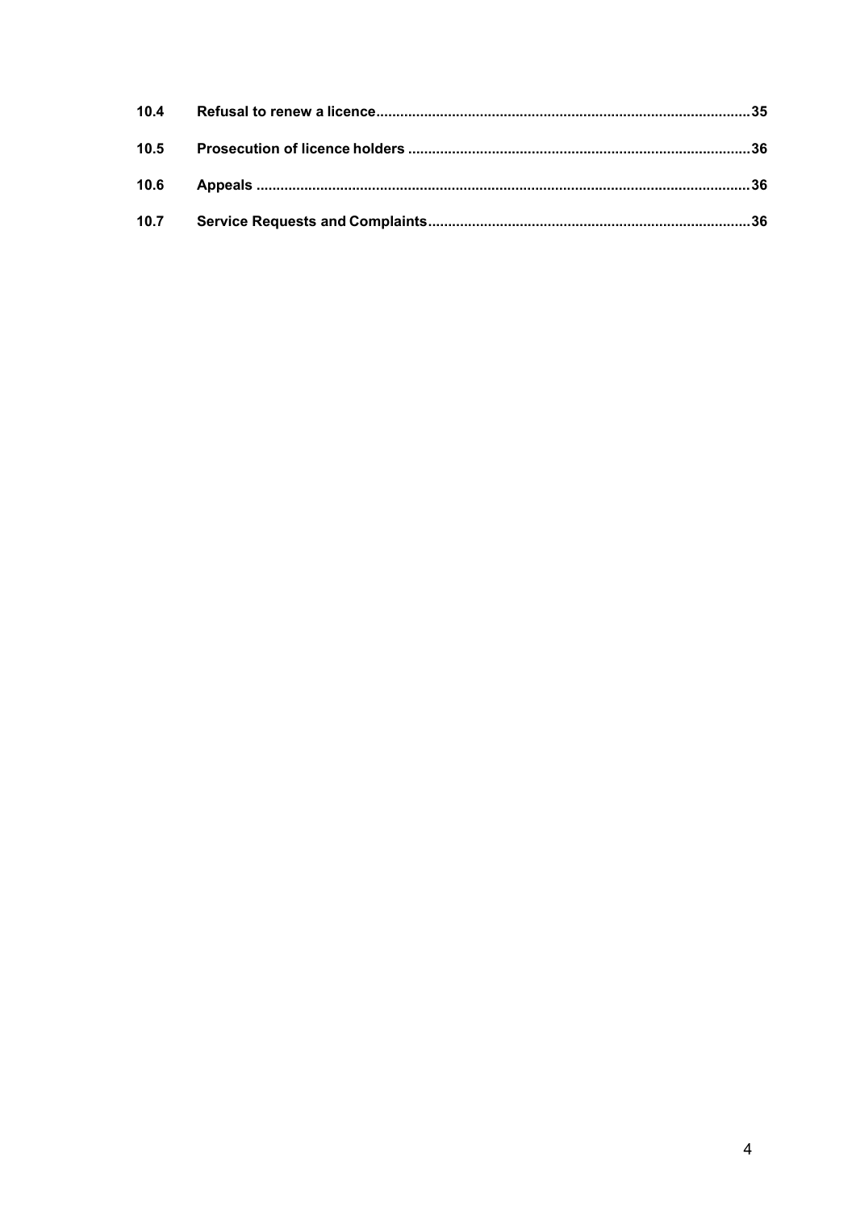| | | |
|---|---|---|
| **10.4** | **Refusal to renew a licence** | **35** |
| **10.5** | **Prosecution of licence holders** | **36** |
| **10.6** | **Appeals** | **36** |
| **10.7** | **Service Requests and Complaints** | **36** |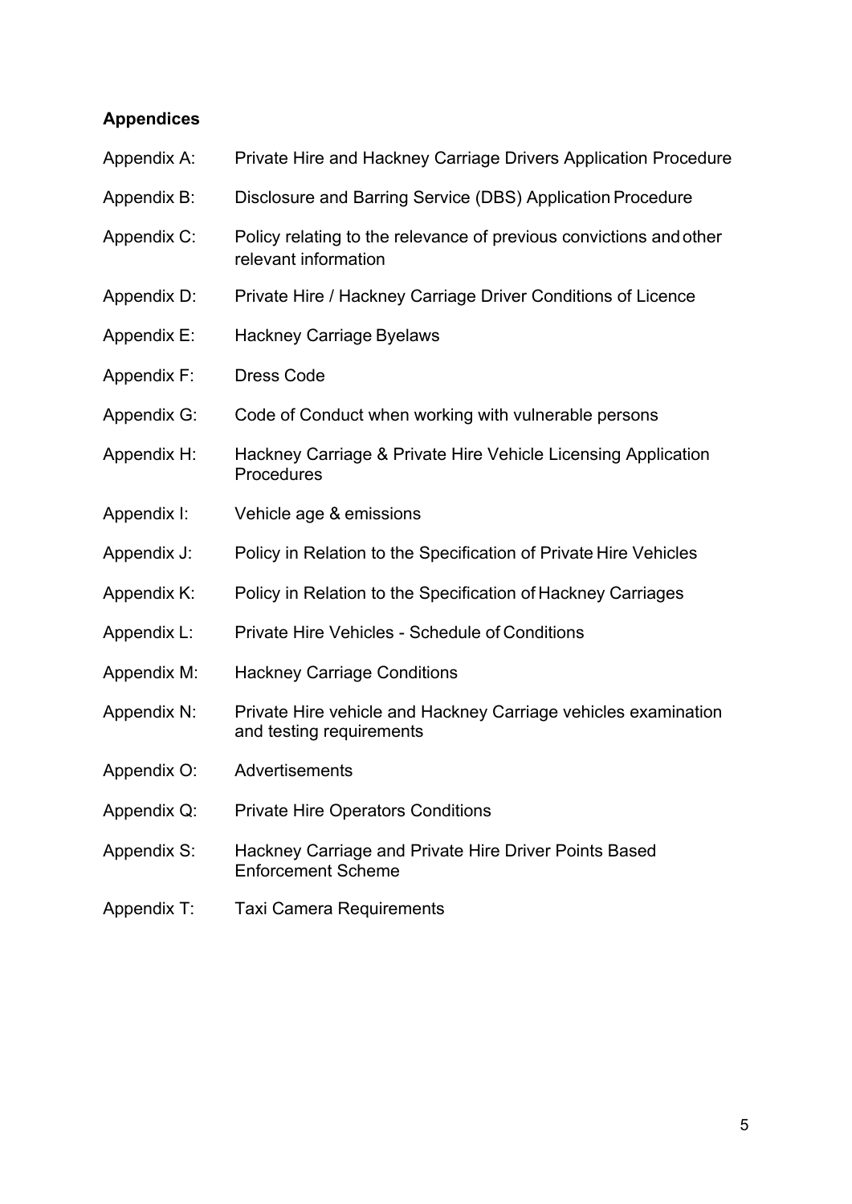## Appendices

| | |
|---|---|
| Appendix A: | Private Hire and Hackney Carriage Drivers Application Procedure |
| Appendix B: | Disclosure and Barring Service (DBS) Application Procedure |
| Appendix C: | Policy relating to the relevance of previous convictions and other relevant information |
| Appendix D: | Private Hire / Hackney Carriage Driver Conditions of Licence |
| Appendix E: | Hackney Carriage Byelaws |
| Appendix F: | Dress Code |
| Appendix G: | Code of Conduct when working with vulnerable persons |
| Appendix H: | Hackney Carriage & Private Hire Vehicle Licensing Application Procedures |
| Appendix I: | Vehicle age & emissions |
| Appendix J: | Policy in Relation to the Specification of Private Hire Vehicles |
| Appendix K: | Policy in Relation to the Specification of Hackney Carriages |
| Appendix L: | Private Hire Vehicles - Schedule of Conditions |
| Appendix M: | Hackney Carriage Conditions |
| Appendix N: | Private Hire vehicle and Hackney Carriage vehicles examination and testing requirements |
| Appendix O: | Advertisements |
| Appendix Q: | Private Hire Operators Conditions |
| Appendix S: | Hackney Carriage and Private Hire Driver Points Based Enforcement Scheme |
| Appendix T: | Taxi Camera Requirements |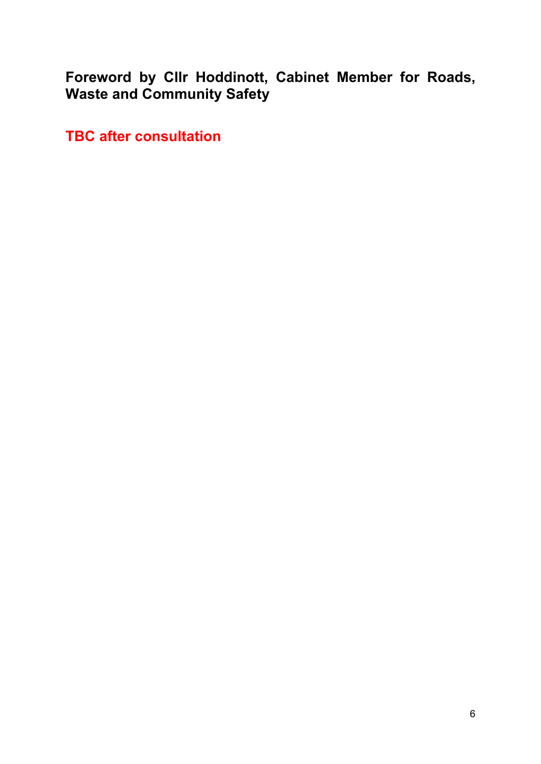## Foreword by Cllr Hoddinott, Cabinet Member for Roads, Waste and Community Safety

**TBC after consultation**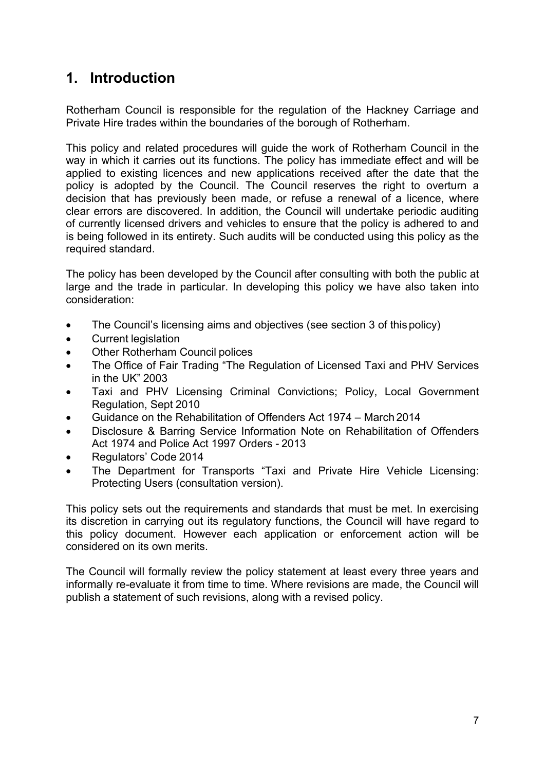# 1. Introduction

Rotherham Council is responsible for the regulation of the Hackney Carriage and Private Hire trades within the boundaries of the borough of Rotherham.

This policy and related procedures will guide the work of Rotherham Council in the way in which it carries out its functions. The policy has immediate effect and will be applied to existing licences and new applications received after the date that the policy is adopted by the Council. The Council reserves the right to overturn a decision that has previously been made, or refuse a renewal of a licence, where clear errors are discovered. In addition, the Council will undertake periodic auditing of currently licensed drivers and vehicles to ensure that the policy is adhered to and is being followed in its entirety. Such audits will be conducted using this policy as the required standard.

The policy has been developed by the Council after consulting with both the public at large and the trade in particular. In developing this policy we have also taken into consideration:

- The Council's licensing aims and objectives (see section 3 of this policy)
- Current legislation
- Other Rotherham Council polices
- The Office of Fair Trading "The Regulation of Licensed Taxi and PHV Services in the UK" 2003
- Taxi and PHV Licensing Criminal Convictions; Policy, Local Government Regulation, Sept 2010
- Guidance on the Rehabilitation of Offenders Act 1974 – March 2014
- Disclosure & Barring Service Information Note on Rehabilitation of Offenders Act 1974 and Police Act 1997 Orders - 2013
- Regulators' Code 2014
- The Department for Transports "Taxi and Private Hire Vehicle Licensing: Protecting Users (consultation version).

This policy sets out the requirements and standards that must be met. In exercising its discretion in carrying out its regulatory functions, the Council will have regard to this policy document. However each application or enforcement action will be considered on its own merits.

The Council will formally review the policy statement at least every three years and informally re-evaluate it from time to time. Where revisions are made, the Council will publish a statement of such revisions, along with a revised policy.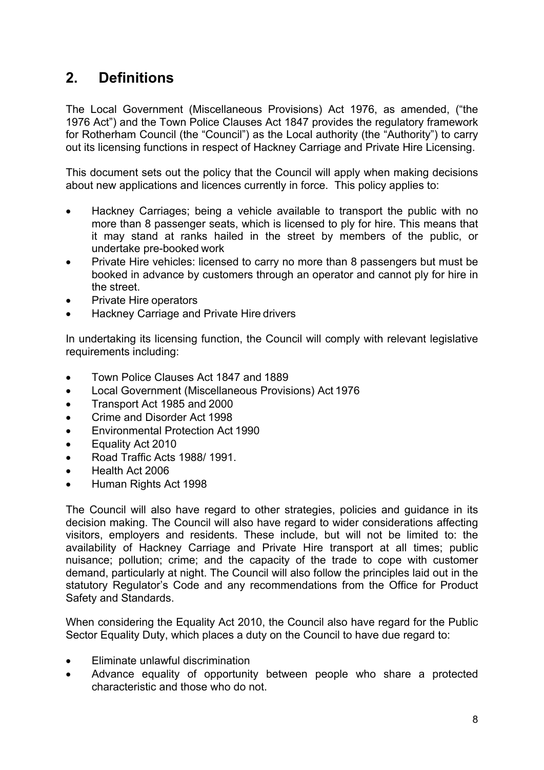## 2. Definitions

The Local Government (Miscellaneous Provisions) Act 1976, as amended, ("the 1976 Act") and the Town Police Clauses Act 1847 provides the regulatory framework for Rotherham Council (the "Council") as the Local authority (the "Authority") to carry out its licensing functions in respect of Hackney Carriage and Private Hire Licensing.

This document sets out the policy that the Council will apply when making decisions about new applications and licences currently in force. This policy applies to:

- Hackney Carriages; being a vehicle available to transport the public with no more than 8 passenger seats, which is licensed to ply for hire. This means that it may stand at ranks hailed in the street by members of the public, or undertake pre-booked work
- Private Hire vehicles: licensed to carry no more than 8 passengers but must be booked in advance by customers through an operator and cannot ply for hire in the street.
- Private Hire operators
- Hackney Carriage and Private Hire drivers

In undertaking its licensing function, the Council will comply with relevant legislative requirements including:

- Town Police Clauses Act 1847 and 1889
- Local Government (Miscellaneous Provisions) Act 1976
- Transport Act 1985 and 2000
- Crime and Disorder Act 1998
- Environmental Protection Act 1990
- Equality Act 2010
- Road Traffic Acts 1988/ 1991.
- Health Act 2006
- Human Rights Act 1998

The Council will also have regard to other strategies, policies and guidance in its decision making. The Council will also have regard to wider considerations affecting visitors, employers and residents. These include, but will not be limited to: the availability of Hackney Carriage and Private Hire transport at all times; public nuisance; pollution; crime; and the capacity of the trade to cope with customer demand, particularly at night. The Council will also follow the principles laid out in the statutory Regulator's Code and any recommendations from the Office for Product Safety and Standards.

When considering the Equality Act 2010, the Council also have regard for the Public Sector Equality Duty, which places a duty on the Council to have due regard to:

- Eliminate unlawful discrimination
- Advance equality of opportunity between people who share a protected characteristic and those who do not.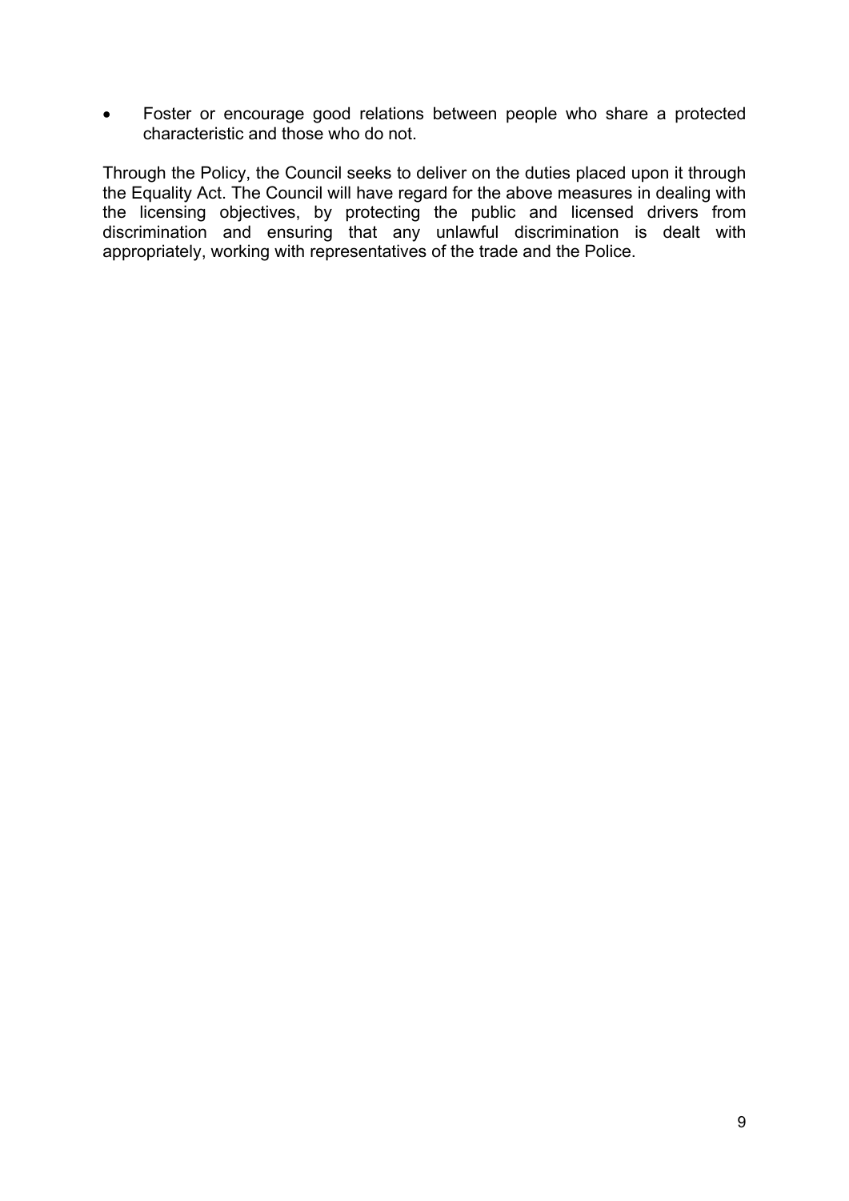- Foster or encourage good relations between people who share a protected characteristic and those who do not.

Through the Policy, the Council seeks to deliver on the duties placed upon it through the Equality Act. The Council will have regard for the above measures in dealing with the licensing objectives, by protecting the public and licensed drivers from discrimination and ensuring that any unlawful discrimination is dealt with appropriately, working with representatives of the trade and the Police.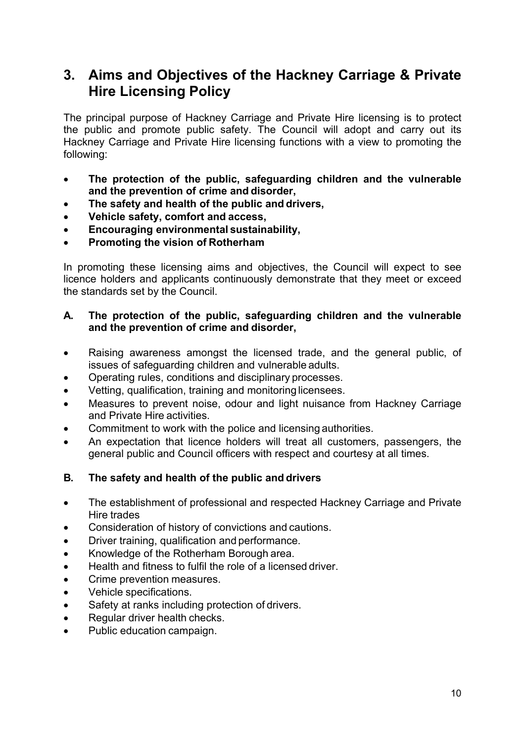## 3. Aims and Objectives of the Hackney Carriage & Private Hire Licensing Policy

The principal purpose of Hackney Carriage and Private Hire licensing is to protect the public and promote public safety. The Council will adopt and carry out its Hackney Carriage and Private Hire licensing functions with a view to promoting the following:

- **The protection of the public, safeguarding children and the vulnerable and the prevention of crime and disorder,**
- **The safety and health of the public and drivers,**
- **Vehicle safety, comfort and access,**
- **Encouraging environmental sustainability,**
- **Promoting the vision of Rotherham**

In promoting these licensing aims and objectives, the Council will expect to see licence holders and applicants continuously demonstrate that they meet or exceed the standards set by the Council.

### A. The protection of the public, safeguarding children and the vulnerable and the prevention of crime and disorder,

- Raising awareness amongst the licensed trade, and the general public, of issues of safeguarding children and vulnerable adults.
- Operating rules, conditions and disciplinary processes.
- Vetting, qualification, training and monitoring licensees.
- Measures to prevent noise, odour and light nuisance from Hackney Carriage and Private Hire activities.
- Commitment to work with the police and licensing authorities.
- An expectation that licence holders will treat all customers, passengers, the general public and Council officers with respect and courtesy at all times.

### B. The safety and health of the public and drivers

- The establishment of professional and respected Hackney Carriage and Private Hire trades
- Consideration of history of convictions and cautions.
- Driver training, qualification and performance.
- Knowledge of the Rotherham Borough area.
- Health and fitness to fulfil the role of a licensed driver.
- Crime prevention measures.
- Vehicle specifications.
- Safety at ranks including protection of drivers.
- Regular driver health checks.
- Public education campaign.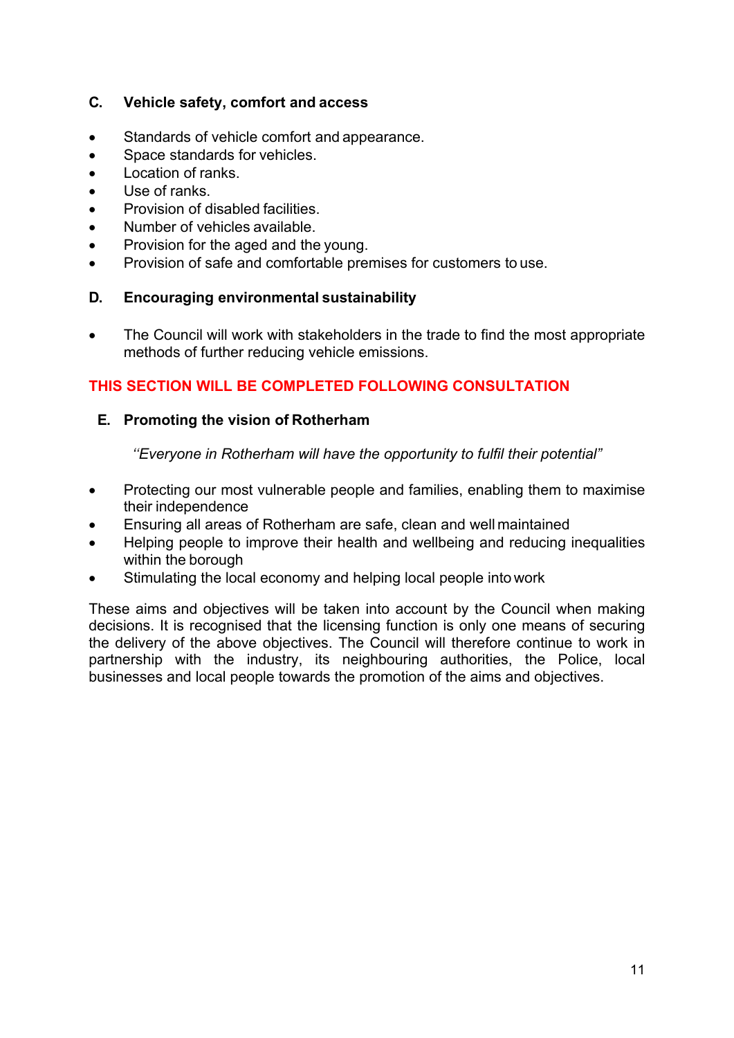### C. Vehicle safety, comfort and access

- Standards of vehicle comfort and appearance.
- Space standards for vehicles.
- Location of ranks.
- Use of ranks.
- Provision of disabled facilities.
- Number of vehicles available.
- Provision for the aged and the young.
- Provision of safe and comfortable premises for customers to use.

### D. Encouraging environmental sustainability

- The Council will work with stakeholders in the trade to find the most appropriate methods of further reducing vehicle emissions.

**THIS SECTION WILL BE COMPLETED FOLLOWING CONSULTATION**

### E. Promoting the vision of Rotherham

*"Everyone in Rotherham will have the opportunity to fulfil their potential"*

- Protecting our most vulnerable people and families, enabling them to maximise their independence
- Ensuring all areas of Rotherham are safe, clean and well maintained
- Helping people to improve their health and wellbeing and reducing inequalities within the borough
- Stimulating the local economy and helping local people into work

These aims and objectives will be taken into account by the Council when making decisions. It is recognised that the licensing function is only one means of securing the delivery of the above objectives. The Council will therefore continue to work in partnership with the industry, its neighbouring authorities, the Police, local businesses and local people towards the promotion of the aims and objectives.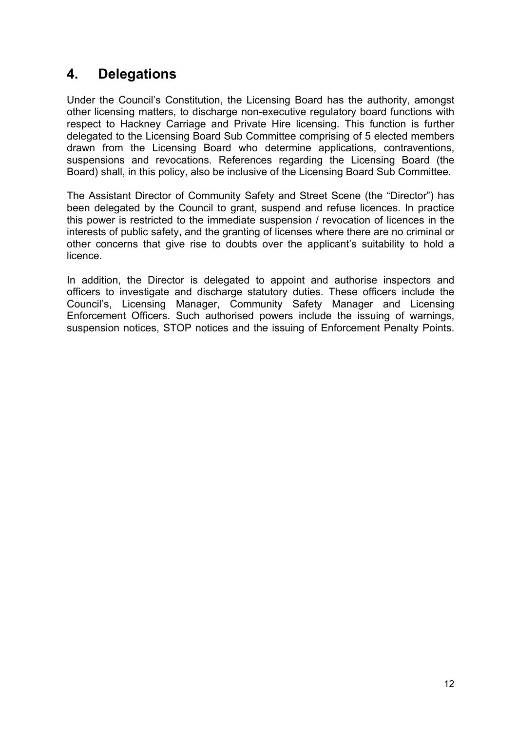## 4. Delegations

Under the Council's Constitution, the Licensing Board has the authority, amongst other licensing matters, to discharge non-executive regulatory board functions with respect to Hackney Carriage and Private Hire licensing. This function is further delegated to the Licensing Board Sub Committee comprising of 5 elected members drawn from the Licensing Board who determine applications, contraventions, suspensions and revocations. References regarding the Licensing Board (the Board) shall, in this policy, also be inclusive of the Licensing Board Sub Committee.

The Assistant Director of Community Safety and Street Scene (the "Director") has been delegated by the Council to grant, suspend and refuse licences. In practice this power is restricted to the immediate suspension / revocation of licences in the interests of public safety, and the granting of licenses where there are no criminal or other concerns that give rise to doubts over the applicant's suitability to hold a licence.

In addition, the Director is delegated to appoint and authorise inspectors and officers to investigate and discharge statutory duties. These officers include the Council's, Licensing Manager, Community Safety Manager and Licensing Enforcement Officers. Such authorised powers include the issuing of warnings, suspension notices, STOP notices and the issuing of Enforcement Penalty Points.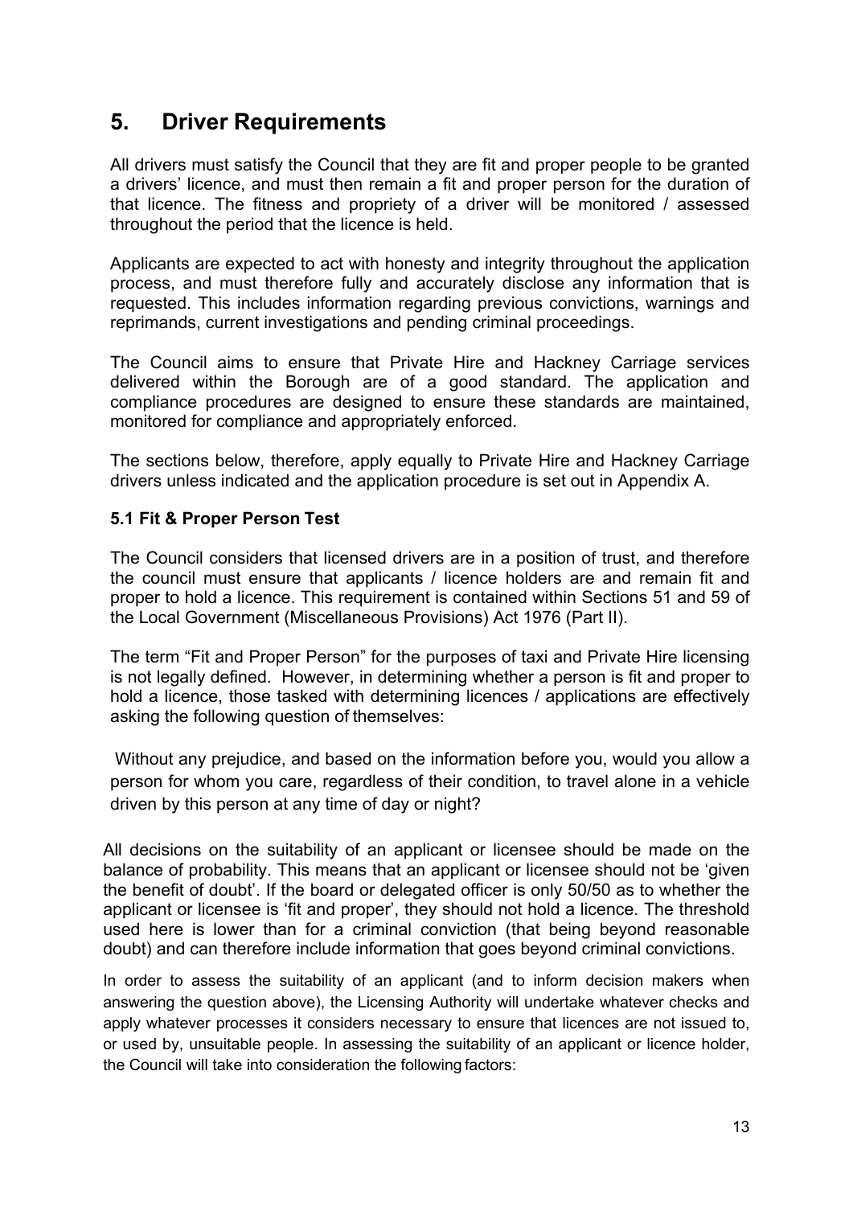# 5. Driver Requirements

All drivers must satisfy the Council that they are fit and proper people to be granted a drivers' licence, and must then remain a fit and proper person for the duration of that licence. The fitness and propriety of a driver will be monitored / assessed throughout the period that the licence is held.

Applicants are expected to act with honesty and integrity throughout the application process, and must therefore fully and accurately disclose any information that is requested. This includes information regarding previous convictions, warnings and reprimands, current investigations and pending criminal proceedings.

The Council aims to ensure that Private Hire and Hackney Carriage services delivered within the Borough are of a good standard. The application and compliance procedures are designed to ensure these standards are maintained, monitored for compliance and appropriately enforced.

The sections below, therefore, apply equally to Private Hire and Hackney Carriage drivers unless indicated and the application procedure is set out in Appendix A.

### 5.1 Fit & Proper Person Test

The Council considers that licensed drivers are in a position of trust, and therefore the council must ensure that applicants / licence holders are and remain fit and proper to hold a licence. This requirement is contained within Sections 51 and 59 of the Local Government (Miscellaneous Provisions) Act 1976 (Part II).

The term "Fit and Proper Person" for the purposes of taxi and Private Hire licensing is not legally defined. However, in determining whether a person is fit and proper to hold a licence, those tasked with determining licences / applications are effectively asking the following question of themselves:

Without any prejudice, and based on the information before you, would you allow a person for whom you care, regardless of their condition, to travel alone in a vehicle driven by this person at any time of day or night?

All decisions on the suitability of an applicant or licensee should be made on the balance of probability. This means that an applicant or licensee should not be 'given the benefit of doubt'. If the board or delegated officer is only 50/50 as to whether the applicant or licensee is 'fit and proper', they should not hold a licence. The threshold used here is lower than for a criminal conviction (that being beyond reasonable doubt) and can therefore include information that goes beyond criminal convictions.

In order to assess the suitability of an applicant (and to inform decision makers when answering the question above), the Licensing Authority will undertake whatever checks and apply whatever processes it considers necessary to ensure that licences are not issued to, or used by, unsuitable people. In assessing the suitability of an applicant or licence holder, the Council will take into consideration the following factors: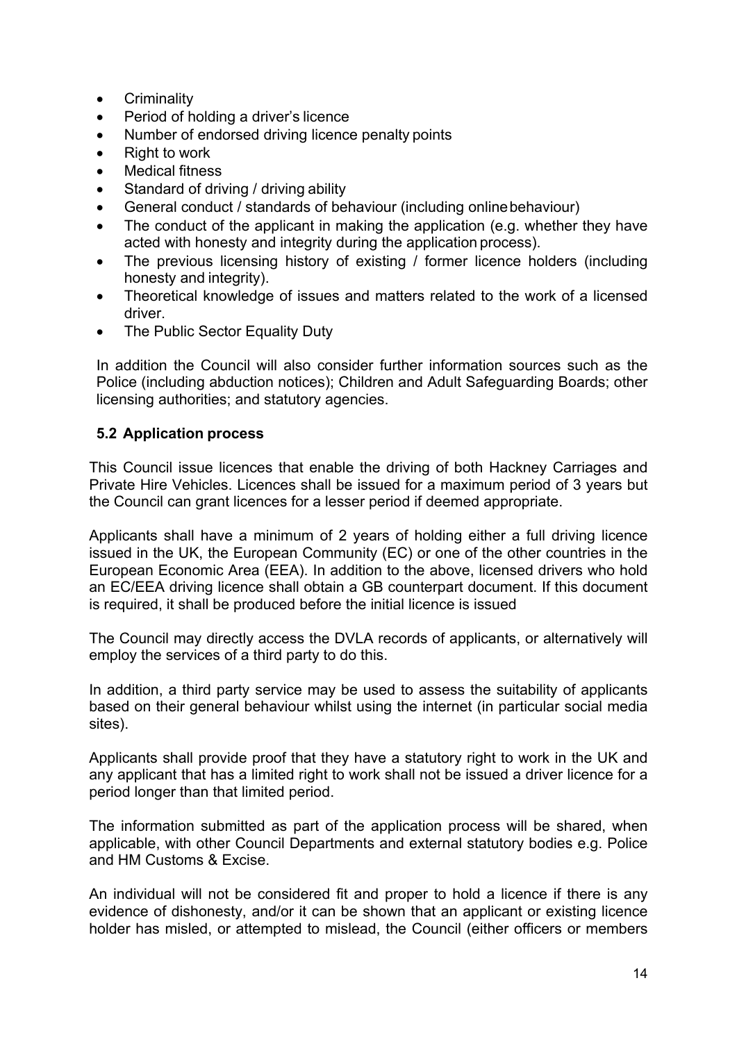- Criminality
- Period of holding a driver's licence
- Number of endorsed driving licence penalty points
- Right to work
- Medical fitness
- Standard of driving / driving ability
- General conduct / standards of behaviour (including online behaviour)
- The conduct of the applicant in making the application (e.g. whether they have acted with honesty and integrity during the application process).
- The previous licensing history of existing / former licence holders (including honesty and integrity).
- Theoretical knowledge of issues and matters related to the work of a licensed driver.
- The Public Sector Equality Duty

In addition the Council will also consider further information sources such as the Police (including abduction notices); Children and Adult Safeguarding Boards; other licensing authorities; and statutory agencies.

### 5.2 Application process

This Council issue licences that enable the driving of both Hackney Carriages and Private Hire Vehicles. Licences shall be issued for a maximum period of 3 years but the Council can grant licences for a lesser period if deemed appropriate.

Applicants shall have a minimum of 2 years of holding either a full driving licence issued in the UK, the European Community (EC) or one of the other countries in the European Economic Area (EEA). In addition to the above, licensed drivers who hold an EC/EEA driving licence shall obtain a GB counterpart document. If this document is required, it shall be produced before the initial licence is issued

The Council may directly access the DVLA records of applicants, or alternatively will employ the services of a third party to do this.

In addition, a third party service may be used to assess the suitability of applicants based on their general behaviour whilst using the internet (in particular social media sites).

Applicants shall provide proof that they have a statutory right to work in the UK and any applicant that has a limited right to work shall not be issued a driver licence for a period longer than that limited period.

The information submitted as part of the application process will be shared, when applicable, with other Council Departments and external statutory bodies e.g. Police and HM Customs & Excise.

An individual will not be considered fit and proper to hold a licence if there is any evidence of dishonesty, and/or it can be shown that an applicant or existing licence holder has misled, or attempted to mislead, the Council (either officers or members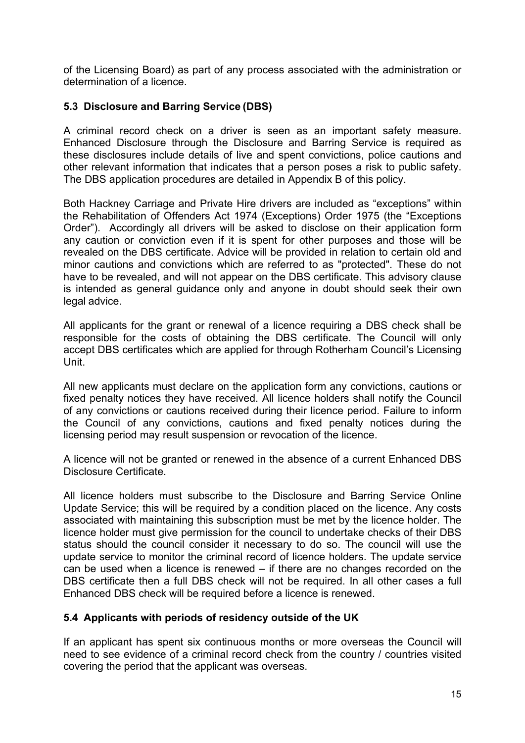of the Licensing Board) as part of any process associated with the administration or determination of a licence.

### 5.3 Disclosure and Barring Service (DBS)

A criminal record check on a driver is seen as an important safety measure. Enhanced Disclosure through the Disclosure and Barring Service is required as these disclosures include details of live and spent convictions, police cautions and other relevant information that indicates that a person poses a risk to public safety. The DBS application procedures are detailed in Appendix B of this policy.

Both Hackney Carriage and Private Hire drivers are included as "exceptions" within the Rehabilitation of Offenders Act 1974 (Exceptions) Order 1975 (the "Exceptions Order"). Accordingly all drivers will be asked to disclose on their application form any caution or conviction even if it is spent for other purposes and those will be revealed on the DBS certificate. Advice will be provided in relation to certain old and minor cautions and convictions which are referred to as "protected". These do not have to be revealed, and will not appear on the DBS certificate. This advisory clause is intended as general guidance only and anyone in doubt should seek their own legal advice.

All applicants for the grant or renewal of a licence requiring a DBS check shall be responsible for the costs of obtaining the DBS certificate. The Council will only accept DBS certificates which are applied for through Rotherham Council's Licensing Unit.

All new applicants must declare on the application form any convictions, cautions or fixed penalty notices they have received. All licence holders shall notify the Council of any convictions or cautions received during their licence period. Failure to inform the Council of any convictions, cautions and fixed penalty notices during the licensing period may result suspension or revocation of the licence.

A licence will not be granted or renewed in the absence of a current Enhanced DBS Disclosure Certificate.

All licence holders must subscribe to the Disclosure and Barring Service Online Update Service; this will be required by a condition placed on the licence. Any costs associated with maintaining this subscription must be met by the licence holder. The licence holder must give permission for the council to undertake checks of their DBS status should the council consider it necessary to do so. The council will use the update service to monitor the criminal record of licence holders. The update service can be used when a licence is renewed – if there are no changes recorded on the DBS certificate then a full DBS check will not be required. In all other cases a full Enhanced DBS check will be required before a licence is renewed.

### 5.4 Applicants with periods of residency outside of the UK

If an applicant has spent six continuous months or more overseas the Council will need to see evidence of a criminal record check from the country / countries visited covering the period that the applicant was overseas.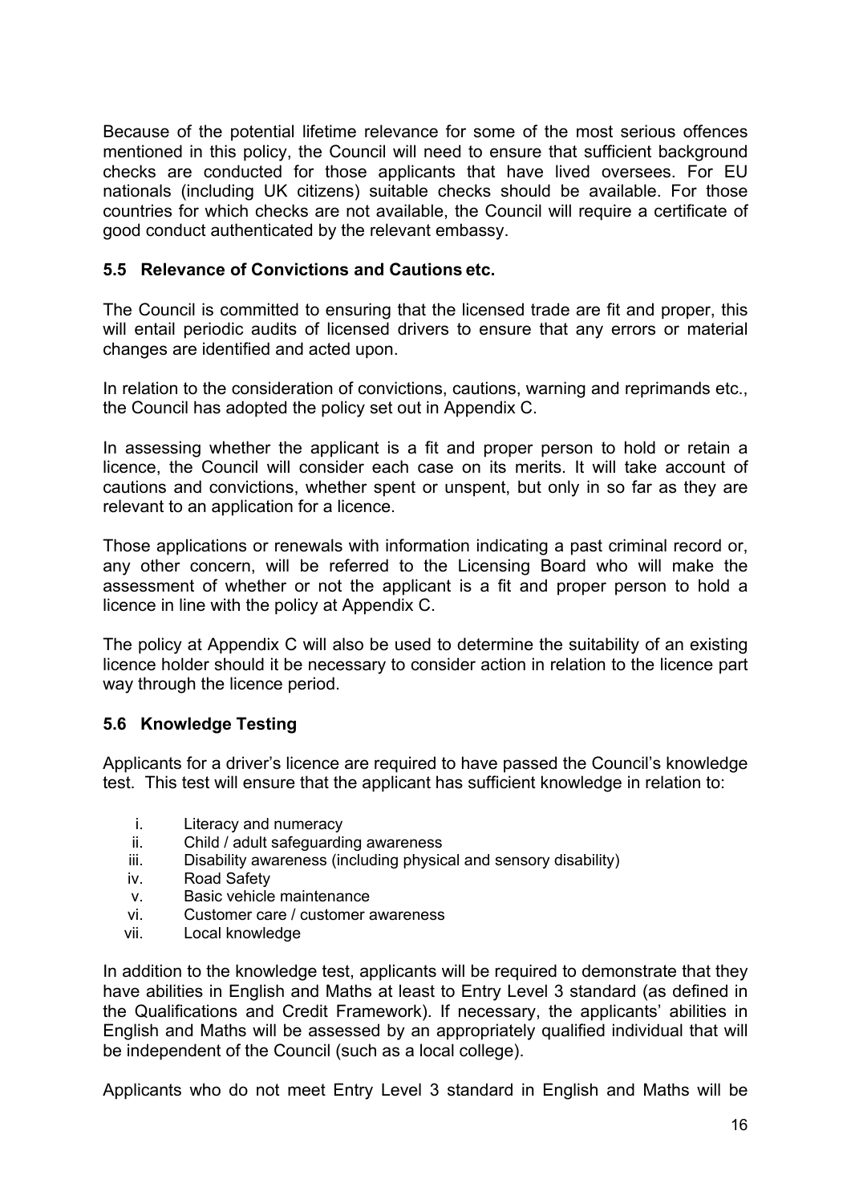Because of the potential lifetime relevance for some of the most serious offences mentioned in this policy, the Council will need to ensure that sufficient background checks are conducted for those applicants that have lived oversees. For EU nationals (including UK citizens) suitable checks should be available. For those countries for which checks are not available, the Council will require a certificate of good conduct authenticated by the relevant embassy.

### 5.5 Relevance of Convictions and Cautions etc.

The Council is committed to ensuring that the licensed trade are fit and proper, this will entail periodic audits of licensed drivers to ensure that any errors or material changes are identified and acted upon.

In relation to the consideration of convictions, cautions, warning and reprimands etc., the Council has adopted the policy set out in Appendix C.

In assessing whether the applicant is a fit and proper person to hold or retain a licence, the Council will consider each case on its merits. It will take account of cautions and convictions, whether spent or unspent, but only in so far as they are relevant to an application for a licence.

Those applications or renewals with information indicating a past criminal record or, any other concern, will be referred to the Licensing Board who will make the assessment of whether or not the applicant is a fit and proper person to hold a licence in line with the policy at Appendix C.

The policy at Appendix C will also be used to determine the suitability of an existing licence holder should it be necessary to consider action in relation to the licence part way through the licence period.

### 5.6 Knowledge Testing

Applicants for a driver's licence are required to have passed the Council's knowledge test. This test will ensure that the applicant has sufficient knowledge in relation to:

i. Literacy and numeracy
ii. Child / adult safeguarding awareness
iii. Disability awareness (including physical and sensory disability)
iv. Road Safety
v. Basic vehicle maintenance
vi. Customer care / customer awareness
vii. Local knowledge

In addition to the knowledge test, applicants will be required to demonstrate that they have abilities in English and Maths at least to Entry Level 3 standard (as defined in the Qualifications and Credit Framework). If necessary, the applicants' abilities in English and Maths will be assessed by an appropriately qualified individual that will be independent of the Council (such as a local college).

Applicants who do not meet Entry Level 3 standard in English and Maths will be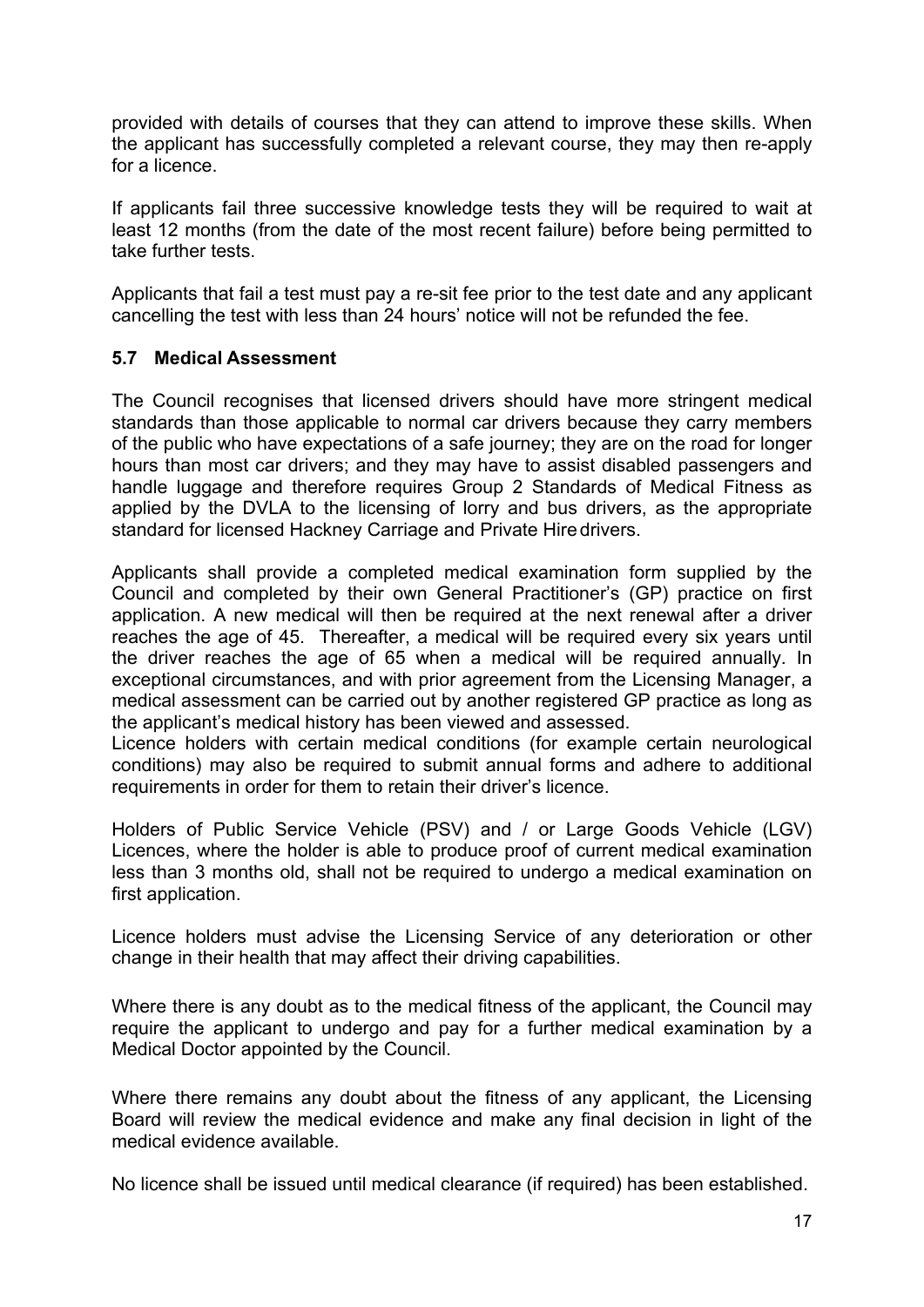provided with details of courses that they can attend to improve these skills. When the applicant has successfully completed a relevant course, they may then re-apply for a licence.

If applicants fail three successive knowledge tests they will be required to wait at least 12 months (from the date of the most recent failure) before being permitted to take further tests.

Applicants that fail a test must pay a re-sit fee prior to the test date and any applicant cancelling the test with less than 24 hours' notice will not be refunded the fee.

### 5.7 Medical Assessment

The Council recognises that licensed drivers should have more stringent medical standards than those applicable to normal car drivers because they carry members of the public who have expectations of a safe journey; they are on the road for longer hours than most car drivers; and they may have to assist disabled passengers and handle luggage and therefore requires Group 2 Standards of Medical Fitness as applied by the DVLA to the licensing of lorry and bus drivers, as the appropriate standard for licensed Hackney Carriage and Private Hire drivers.

Applicants shall provide a completed medical examination form supplied by the Council and completed by their own General Practitioner's (GP) practice on first application. A new medical will then be required at the next renewal after a driver reaches the age of 45. Thereafter, a medical will be required every six years until the driver reaches the age of 65 when a medical will be required annually. In exceptional circumstances, and with prior agreement from the Licensing Manager, a medical assessment can be carried out by another registered GP practice as long as the applicant's medical history has been viewed and assessed.
Licence holders with certain medical conditions (for example certain neurological conditions) may also be required to submit annual forms and adhere to additional requirements in order for them to retain their driver's licence.

Holders of Public Service Vehicle (PSV) and / or Large Goods Vehicle (LGV) Licences, where the holder is able to produce proof of current medical examination less than 3 months old, shall not be required to undergo a medical examination on first application.

Licence holders must advise the Licensing Service of any deterioration or other change in their health that may affect their driving capabilities.

Where there is any doubt as to the medical fitness of the applicant, the Council may require the applicant to undergo and pay for a further medical examination by a Medical Doctor appointed by the Council.

Where there remains any doubt about the fitness of any applicant, the Licensing Board will review the medical evidence and make any final decision in light of the medical evidence available.

No licence shall be issued until medical clearance (if required) has been established.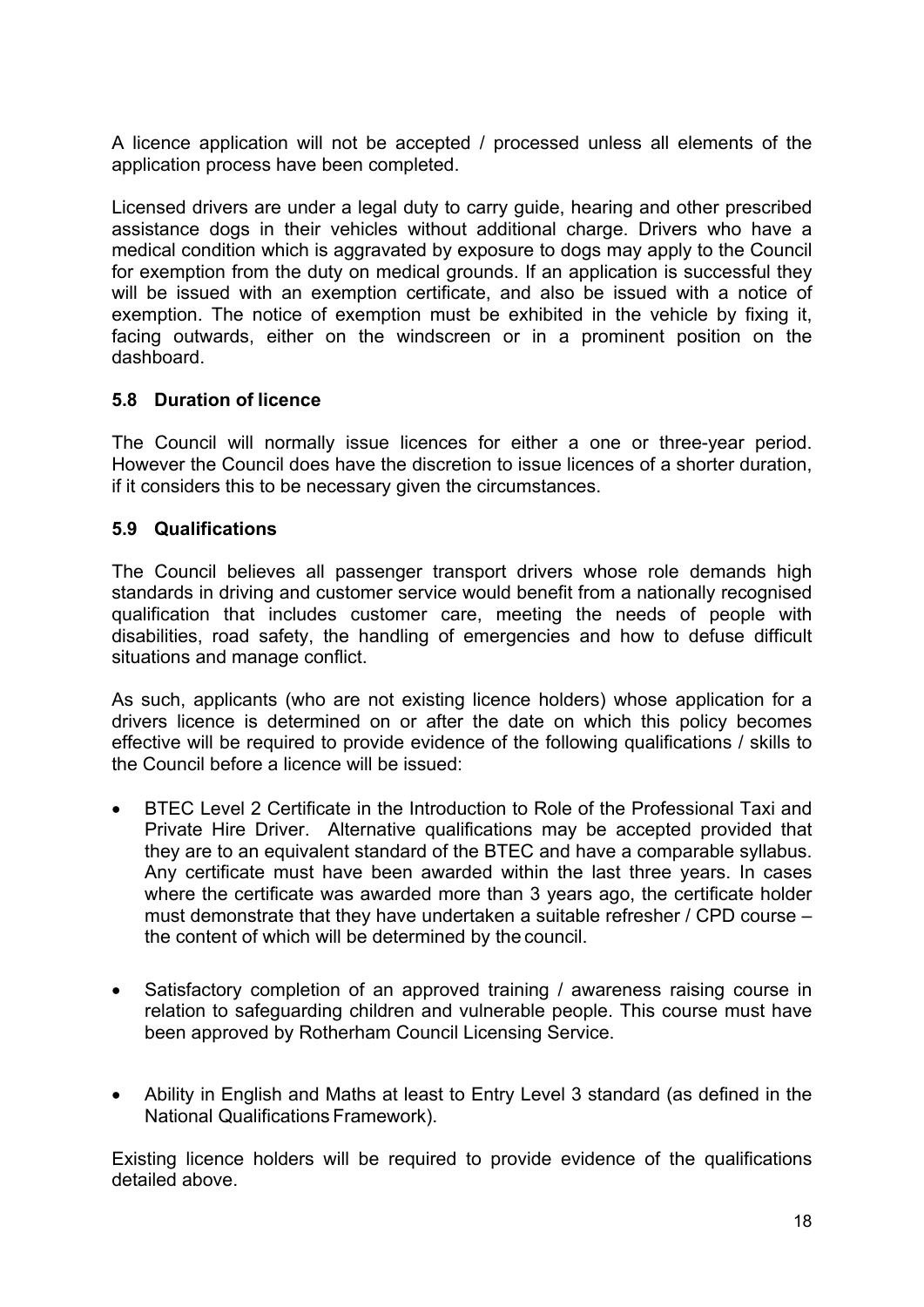A licence application will not be accepted / processed unless all elements of the application process have been completed.

Licensed drivers are under a legal duty to carry guide, hearing and other prescribed assistance dogs in their vehicles without additional charge. Drivers who have a medical condition which is aggravated by exposure to dogs may apply to the Council for exemption from the duty on medical grounds. If an application is successful they will be issued with an exemption certificate, and also be issued with a notice of exemption. The notice of exemption must be exhibited in the vehicle by fixing it, facing outwards, either on the windscreen or in a prominent position on the dashboard.

### 5.8 Duration of licence

The Council will normally issue licences for either a one or three-year period. However the Council does have the discretion to issue licences of a shorter duration, if it considers this to be necessary given the circumstances.

### 5.9 Qualifications

The Council believes all passenger transport drivers whose role demands high standards in driving and customer service would benefit from a nationally recognised qualification that includes customer care, meeting the needs of people with disabilities, road safety, the handling of emergencies and how to defuse difficult situations and manage conflict.

As such, applicants (who are not existing licence holders) whose application for a drivers licence is determined on or after the date on which this policy becomes effective will be required to provide evidence of the following qualifications / skills to the Council before a licence will be issued:

- BTEC Level 2 Certificate in the Introduction to Role of the Professional Taxi and Private Hire Driver. Alternative qualifications may be accepted provided that they are to an equivalent standard of the BTEC and have a comparable syllabus. Any certificate must have been awarded within the last three years. In cases where the certificate was awarded more than 3 years ago, the certificate holder must demonstrate that they have undertaken a suitable refresher / CPD course – the content of which will be determined by the council.

- Satisfactory completion of an approved training / awareness raising course in relation to safeguarding children and vulnerable people. This course must have been approved by Rotherham Council Licensing Service.

- Ability in English and Maths at least to Entry Level 3 standard (as defined in the National Qualifications Framework).

Existing licence holders will be required to provide evidence of the qualifications detailed above.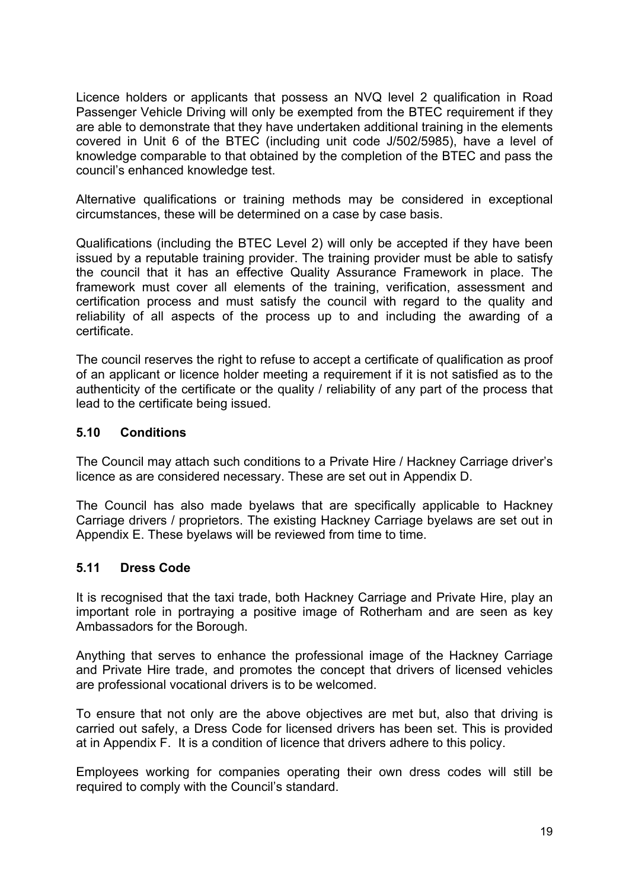Licence holders or applicants that possess an NVQ level 2 qualification in Road Passenger Vehicle Driving will only be exempted from the BTEC requirement if they are able to demonstrate that they have undertaken additional training in the elements covered in Unit 6 of the BTEC (including unit code J/502/5985), have a level of knowledge comparable to that obtained by the completion of the BTEC and pass the council's enhanced knowledge test.

Alternative qualifications or training methods may be considered in exceptional circumstances, these will be determined on a case by case basis.

Qualifications (including the BTEC Level 2) will only be accepted if they have been issued by a reputable training provider. The training provider must be able to satisfy the council that it has an effective Quality Assurance Framework in place. The framework must cover all elements of the training, verification, assessment and certification process and must satisfy the council with regard to the quality and reliability of all aspects of the process up to and including the awarding of a certificate.

The council reserves the right to refuse to accept a certificate of qualification as proof of an applicant or licence holder meeting a requirement if it is not satisfied as to the authenticity of the certificate or the quality / reliability of any part of the process that lead to the certificate being issued.

### 5.10 Conditions

The Council may attach such conditions to a Private Hire / Hackney Carriage driver's licence as are considered necessary. These are set out in Appendix D.

The Council has also made byelaws that are specifically applicable to Hackney Carriage drivers / proprietors. The existing Hackney Carriage byelaws are set out in Appendix E. These byelaws will be reviewed from time to time.

### 5.11 Dress Code

It is recognised that the taxi trade, both Hackney Carriage and Private Hire, play an important role in portraying a positive image of Rotherham and are seen as key Ambassadors for the Borough.

Anything that serves to enhance the professional image of the Hackney Carriage and Private Hire trade, and promotes the concept that drivers of licensed vehicles are professional vocational drivers is to be welcomed.

To ensure that not only are the above objectives are met but, also that driving is carried out safely, a Dress Code for licensed drivers has been set. This is provided at in Appendix F. It is a condition of licence that drivers adhere to this policy.

Employees working for companies operating their own dress codes will still be required to comply with the Council's standard.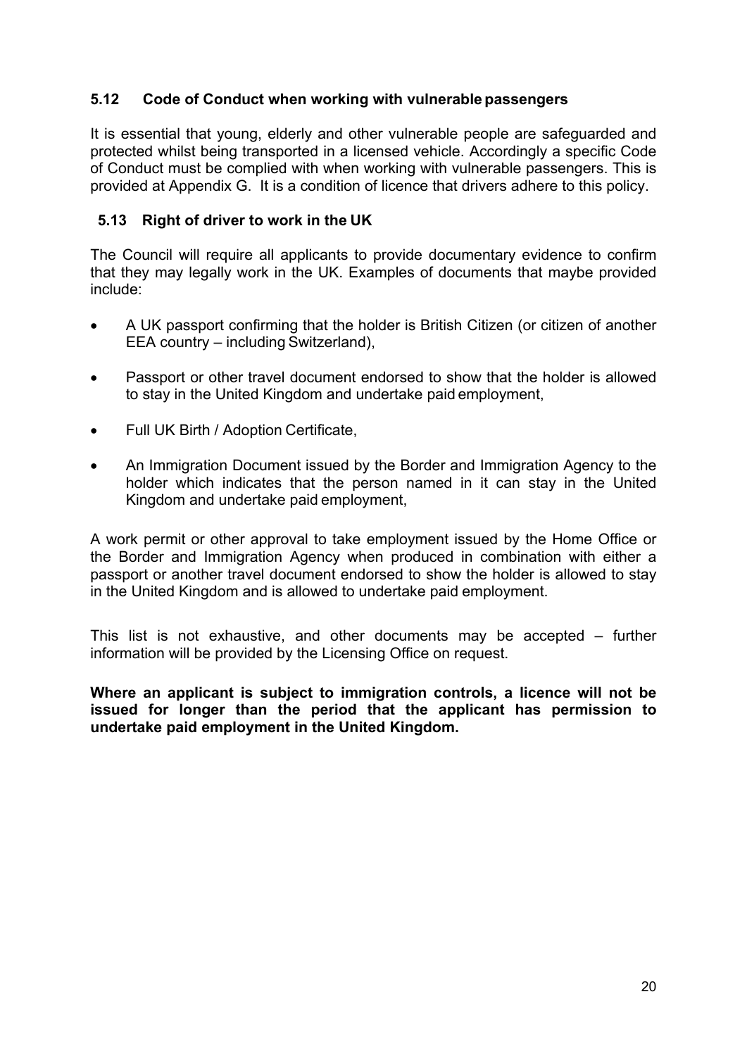### 5.12 Code of Conduct when working with vulnerable passengers

It is essential that young, elderly and other vulnerable people are safeguarded and protected whilst being transported in a licensed vehicle. Accordingly a specific Code of Conduct must be complied with when working with vulnerable passengers. This is provided at Appendix G. It is a condition of licence that drivers adhere to this policy.

### 5.13 Right of driver to work in the UK

The Council will require all applicants to provide documentary evidence to confirm that they may legally work in the UK. Examples of documents that maybe provided include:

- A UK passport confirming that the holder is British Citizen (or citizen of another EEA country – including Switzerland),
- Passport or other travel document endorsed to show that the holder is allowed to stay in the United Kingdom and undertake paid employment,
- Full UK Birth / Adoption Certificate,
- An Immigration Document issued by the Border and Immigration Agency to the holder which indicates that the person named in it can stay in the United Kingdom and undertake paid employment,

A work permit or other approval to take employment issued by the Home Office or the Border and Immigration Agency when produced in combination with either a passport or another travel document endorsed to show the holder is allowed to stay in the United Kingdom and is allowed to undertake paid employment.

This list is not exhaustive, and other documents may be accepted – further information will be provided by the Licensing Office on request.

**Where an applicant is subject to immigration controls, a licence will not be issued for longer than the period that the applicant has permission to undertake paid employment in the United Kingdom.**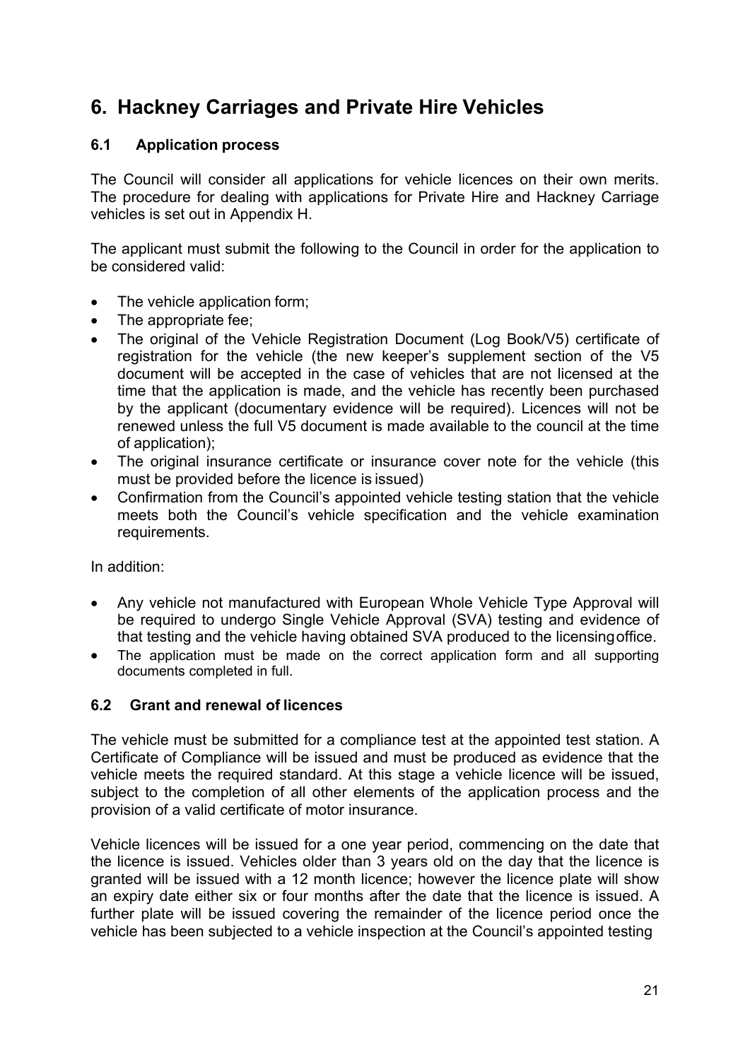## 6. Hackney Carriages and Private Hire Vehicles

### 6.1 Application process

The Council will consider all applications for vehicle licences on their own merits. The procedure for dealing with applications for Private Hire and Hackney Carriage vehicles is set out in Appendix H.

The applicant must submit the following to the Council in order for the application to be considered valid:

- The vehicle application form;
- The appropriate fee;
- The original of the Vehicle Registration Document (Log Book/V5) certificate of registration for the vehicle (the new keeper's supplement section of the V5 document will be accepted in the case of vehicles that are not licensed at the time that the application is made, and the vehicle has recently been purchased by the applicant (documentary evidence will be required). Licences will not be renewed unless the full V5 document is made available to the council at the time of application);
- The original insurance certificate or insurance cover note for the vehicle (this must be provided before the licence is issued)
- Confirmation from the Council's appointed vehicle testing station that the vehicle meets both the Council's vehicle specification and the vehicle examination requirements.

In addition:

- Any vehicle not manufactured with European Whole Vehicle Type Approval will be required to undergo Single Vehicle Approval (SVA) testing and evidence of that testing and the vehicle having obtained SVA produced to the licensing office.
- The application must be made on the correct application form and all supporting documents completed in full.

### 6.2 Grant and renewal of licences

The vehicle must be submitted for a compliance test at the appointed test station. A Certificate of Compliance will be issued and must be produced as evidence that the vehicle meets the required standard. At this stage a vehicle licence will be issued, subject to the completion of all other elements of the application process and the provision of a valid certificate of motor insurance.

Vehicle licences will be issued for a one year period, commencing on the date that the licence is issued. Vehicles older than 3 years old on the day that the licence is granted will be issued with a 12 month licence; however the licence plate will show an expiry date either six or four months after the date that the licence is issued. A further plate will be issued covering the remainder of the licence period once the vehicle has been subjected to a vehicle inspection at the Council's appointed testing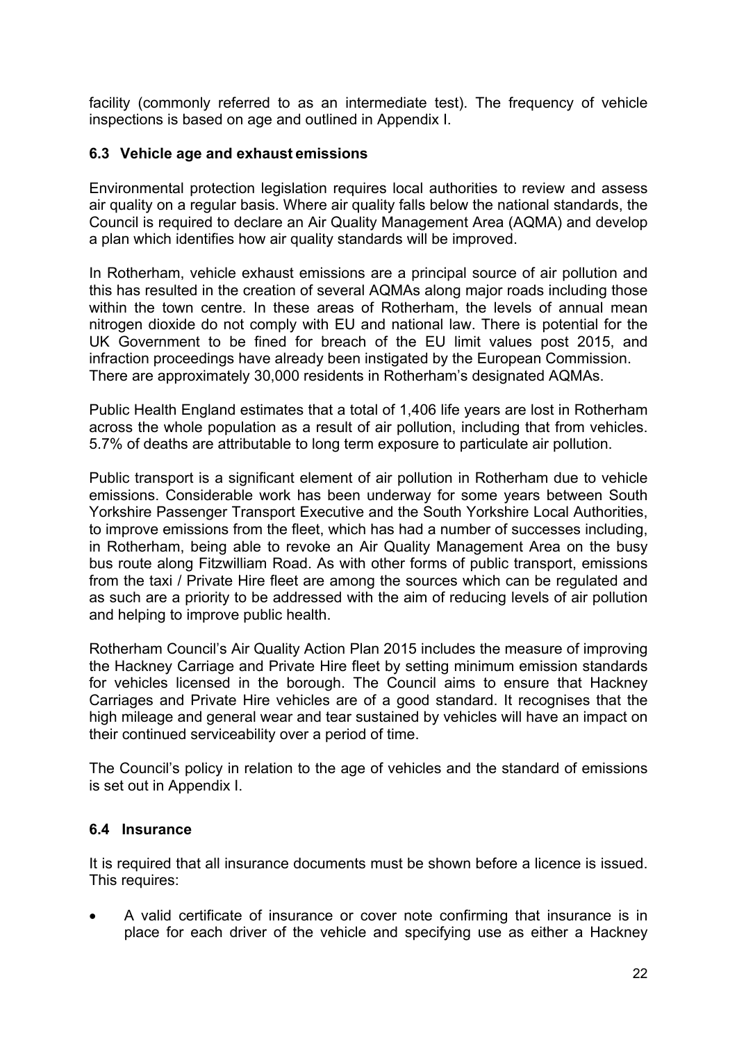facility (commonly referred to as an intermediate test). The frequency of vehicle inspections is based on age and outlined in Appendix I.

### 6.3 Vehicle age and exhaust emissions

Environmental protection legislation requires local authorities to review and assess air quality on a regular basis. Where air quality falls below the national standards, the Council is required to declare an Air Quality Management Area (AQMA) and develop a plan which identifies how air quality standards will be improved.

In Rotherham, vehicle exhaust emissions are a principal source of air pollution and this has resulted in the creation of several AQMAs along major roads including those within the town centre. In these areas of Rotherham, the levels of annual mean nitrogen dioxide do not comply with EU and national law. There is potential for the UK Government to be fined for breach of the EU limit values post 2015, and infraction proceedings have already been instigated by the European Commission. There are approximately 30,000 residents in Rotherham's designated AQMAs.

Public Health England estimates that a total of 1,406 life years are lost in Rotherham across the whole population as a result of air pollution, including that from vehicles. 5.7% of deaths are attributable to long term exposure to particulate air pollution.

Public transport is a significant element of air pollution in Rotherham due to vehicle emissions. Considerable work has been underway for some years between South Yorkshire Passenger Transport Executive and the South Yorkshire Local Authorities, to improve emissions from the fleet, which has had a number of successes including, in Rotherham, being able to revoke an Air Quality Management Area on the busy bus route along Fitzwilliam Road. As with other forms of public transport, emissions from the taxi / Private Hire fleet are among the sources which can be regulated and as such are a priority to be addressed with the aim of reducing levels of air pollution and helping to improve public health.

Rotherham Council's Air Quality Action Plan 2015 includes the measure of improving the Hackney Carriage and Private Hire fleet by setting minimum emission standards for vehicles licensed in the borough. The Council aims to ensure that Hackney Carriages and Private Hire vehicles are of a good standard. It recognises that the high mileage and general wear and tear sustained by vehicles will have an impact on their continued serviceability over a period of time.

The Council's policy in relation to the age of vehicles and the standard of emissions is set out in Appendix I.

### 6.4 Insurance

It is required that all insurance documents must be shown before a licence is issued. This requires:

- A valid certificate of insurance or cover note confirming that insurance is in place for each driver of the vehicle and specifying use as either a Hackney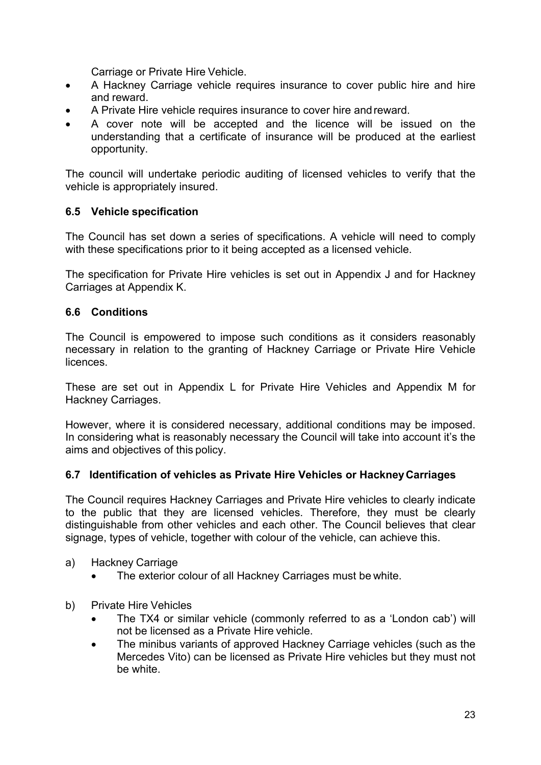Carriage or Private Hire Vehicle.

- A Hackney Carriage vehicle requires insurance to cover public hire and hire and reward.
- A Private Hire vehicle requires insurance to cover hire and reward.
- A cover note will be accepted and the licence will be issued on the understanding that a certificate of insurance will be produced at the earliest opportunity.

The council will undertake periodic auditing of licensed vehicles to verify that the vehicle is appropriately insured.

### 6.5 Vehicle specification

The Council has set down a series of specifications. A vehicle will need to comply with these specifications prior to it being accepted as a licensed vehicle.

The specification for Private Hire vehicles is set out in Appendix J and for Hackney Carriages at Appendix K.

### 6.6 Conditions

The Council is empowered to impose such conditions as it considers reasonably necessary in relation to the granting of Hackney Carriage or Private Hire Vehicle licences.

These are set out in Appendix L for Private Hire Vehicles and Appendix M for Hackney Carriages.

However, where it is considered necessary, additional conditions may be imposed. In considering what is reasonably necessary the Council will take into account it's the aims and objectives of this policy.

### 6.7 Identification of vehicles as Private Hire Vehicles or Hackney Carriages

The Council requires Hackney Carriages and Private Hire vehicles to clearly indicate to the public that they are licensed vehicles. Therefore, they must be clearly distinguishable from other vehicles and each other. The Council believes that clear signage, types of vehicle, together with colour of the vehicle, can achieve this.

a) Hackney Carriage
   - The exterior colour of all Hackney Carriages must be white.

b) Private Hire Vehicles
   - The TX4 or similar vehicle (commonly referred to as a 'London cab') will not be licensed as a Private Hire vehicle.
   - The minibus variants of approved Hackney Carriage vehicles (such as the Mercedes Vito) can be licensed as Private Hire vehicles but they must not be white.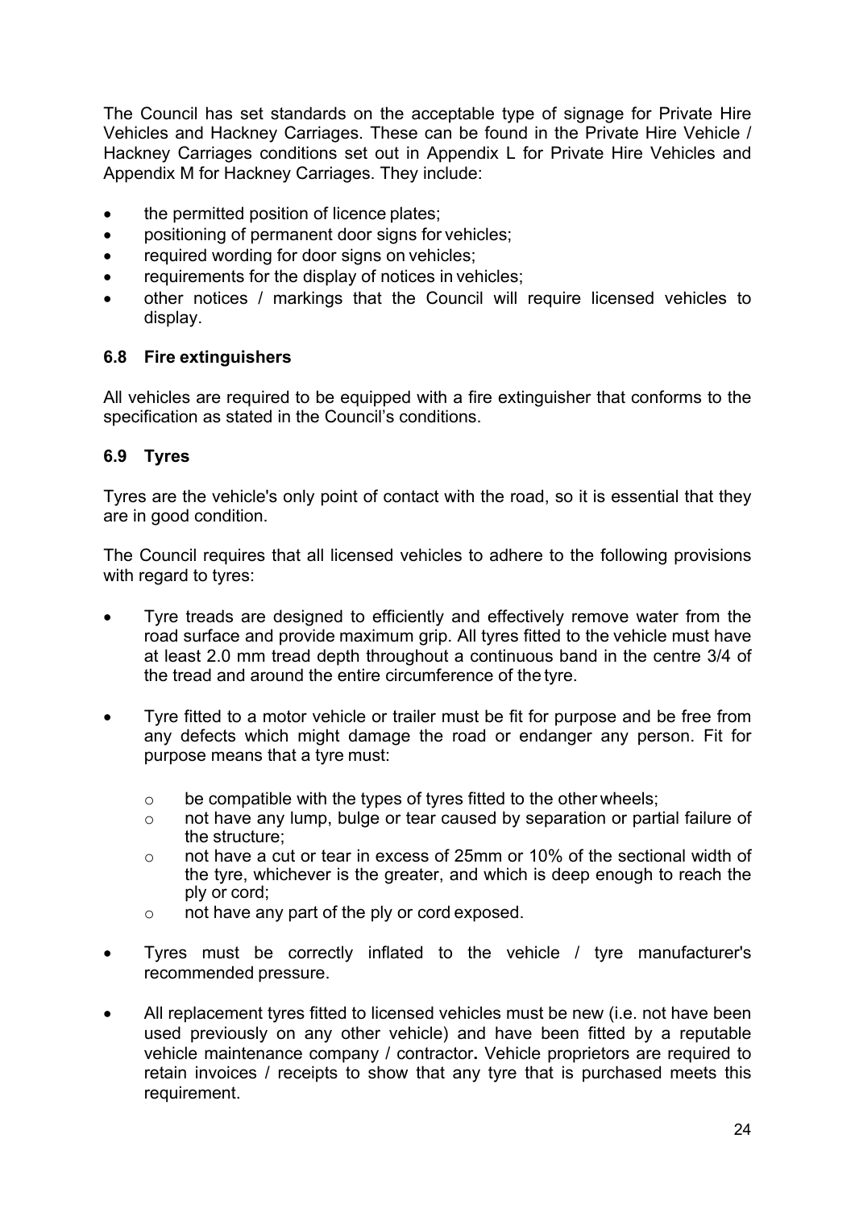The Council has set standards on the acceptable type of signage for Private Hire Vehicles and Hackney Carriages. These can be found in the Private Hire Vehicle / Hackney Carriages conditions set out in Appendix L for Private Hire Vehicles and Appendix M for Hackney Carriages. They include:

- the permitted position of licence plates;
- positioning of permanent door signs for vehicles;
- required wording for door signs on vehicles;
- requirements for the display of notices in vehicles;
- other notices / markings that the Council will require licensed vehicles to display.

### 6.8 Fire extinguishers

All vehicles are required to be equipped with a fire extinguisher that conforms to the specification as stated in the Council's conditions.

### 6.9 Tyres

Tyres are the vehicle's only point of contact with the road, so it is essential that they are in good condition.

The Council requires that all licensed vehicles to adhere to the following provisions with regard to tyres:

- Tyre treads are designed to efficiently and effectively remove water from the road surface and provide maximum grip. All tyres fitted to the vehicle must have at least 2.0 mm tread depth throughout a continuous band in the centre 3/4 of the tread and around the entire circumference of the tyre.

- Tyre fitted to a motor vehicle or trailer must be fit for purpose and be free from any defects which might damage the road or endanger any person. Fit for purpose means that a tyre must:

    - be compatible with the types of tyres fitted to the other wheels;
    - not have any lump, bulge or tear caused by separation or partial failure of the structure;
    - not have a cut or tear in excess of 25mm or 10% of the sectional width of the tyre, whichever is the greater, and which is deep enough to reach the ply or cord;
    - not have any part of the ply or cord exposed.

- Tyres must be correctly inflated to the vehicle / tyre manufacturer's recommended pressure.

- All replacement tyres fitted to licensed vehicles must be new (i.e. not have been used previously on any other vehicle) and have been fitted by a reputable vehicle maintenance company / contractor**.** Vehicle proprietors are required to retain invoices / receipts to show that any tyre that is purchased meets this requirement.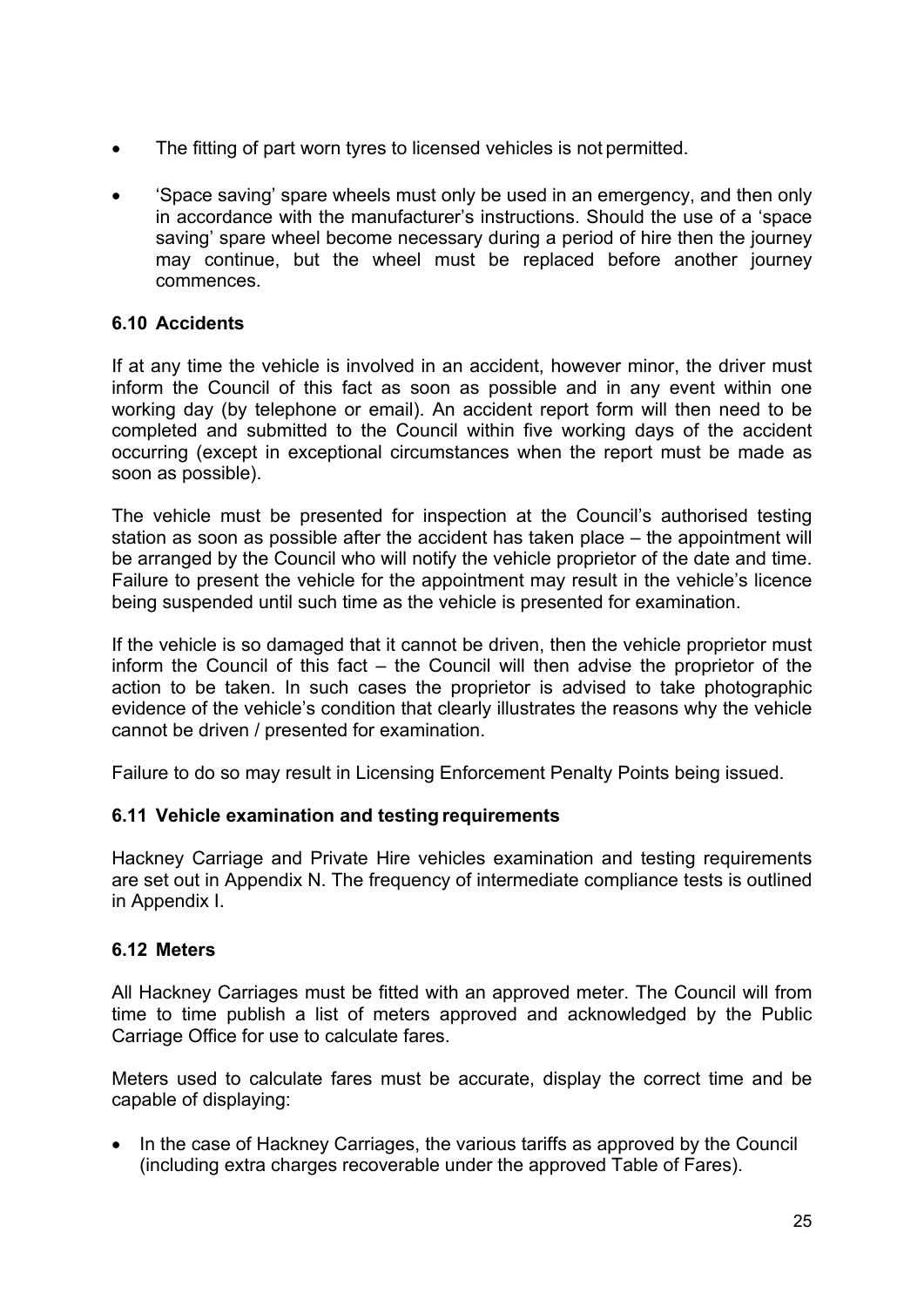- The fitting of part worn tyres to licensed vehicles is not permitted.
- 'Space saving' spare wheels must only be used in an emergency, and then only in accordance with the manufacturer's instructions. Should the use of a 'space saving' spare wheel become necessary during a period of hire then the journey may continue, but the wheel must be replaced before another journey commences.

### 6.10 Accidents

If at any time the vehicle is involved in an accident, however minor, the driver must inform the Council of this fact as soon as possible and in any event within one working day (by telephone or email). An accident report form will then need to be completed and submitted to the Council within five working days of the accident occurring (except in exceptional circumstances when the report must be made as soon as possible).

The vehicle must be presented for inspection at the Council's authorised testing station as soon as possible after the accident has taken place – the appointment will be arranged by the Council who will notify the vehicle proprietor of the date and time. Failure to present the vehicle for the appointment may result in the vehicle's licence being suspended until such time as the vehicle is presented for examination.

If the vehicle is so damaged that it cannot be driven, then the vehicle proprietor must inform the Council of this fact – the Council will then advise the proprietor of the action to be taken. In such cases the proprietor is advised to take photographic evidence of the vehicle's condition that clearly illustrates the reasons why the vehicle cannot be driven / presented for examination.

Failure to do so may result in Licensing Enforcement Penalty Points being issued.

### 6.11 Vehicle examination and testing requirements

Hackney Carriage and Private Hire vehicles examination and testing requirements are set out in Appendix N. The frequency of intermediate compliance tests is outlined in Appendix I.

### 6.12 Meters

All Hackney Carriages must be fitted with an approved meter. The Council will from time to time publish a list of meters approved and acknowledged by the Public Carriage Office for use to calculate fares.

Meters used to calculate fares must be accurate, display the correct time and be capable of displaying:

- In the case of Hackney Carriages, the various tariffs as approved by the Council (including extra charges recoverable under the approved Table of Fares).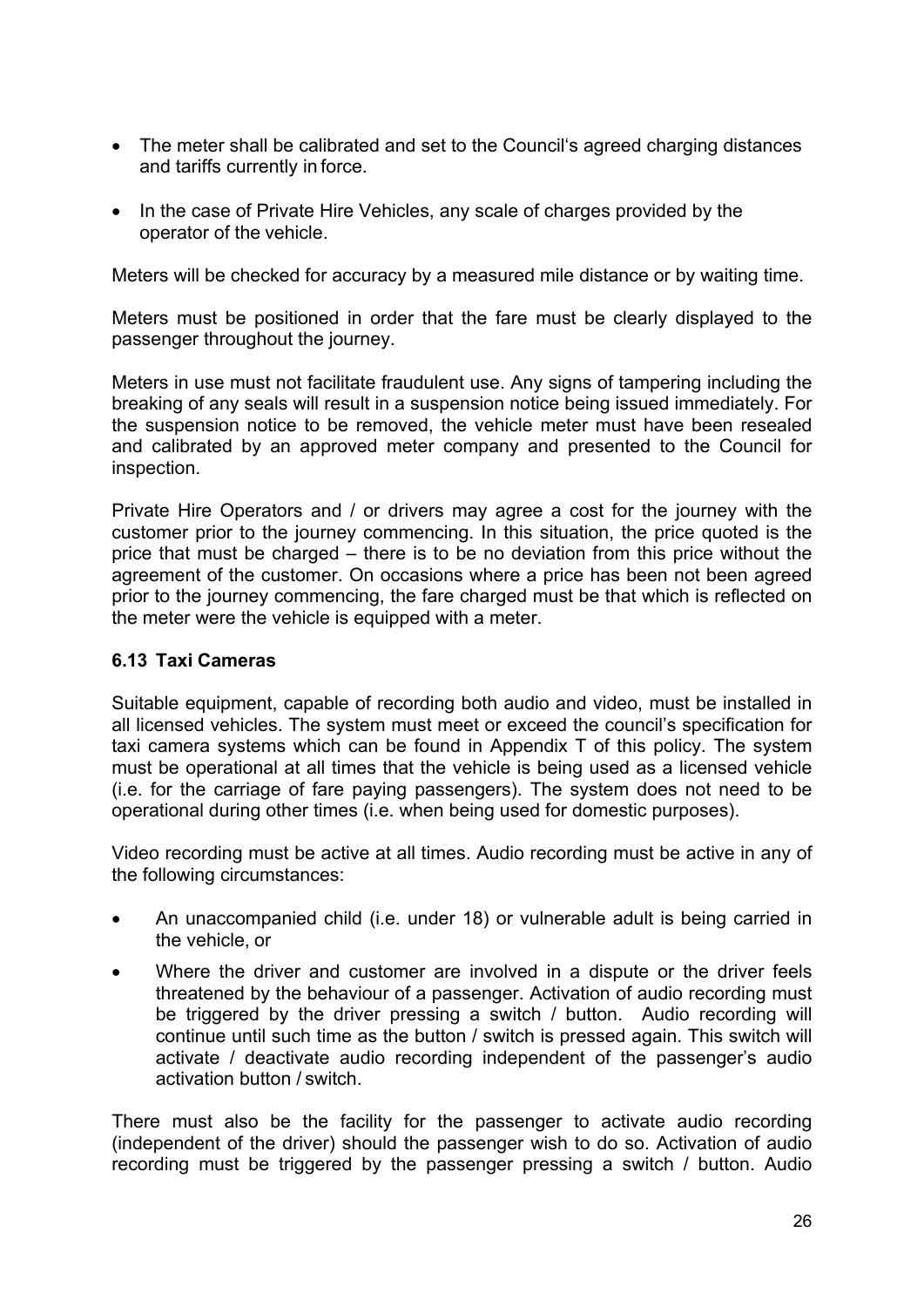- The meter shall be calibrated and set to the Council's agreed charging distances and tariffs currently in force.
- In the case of Private Hire Vehicles, any scale of charges provided by the operator of the vehicle.

Meters will be checked for accuracy by a measured mile distance or by waiting time.

Meters must be positioned in order that the fare must be clearly displayed to the passenger throughout the journey.

Meters in use must not facilitate fraudulent use. Any signs of tampering including the breaking of any seals will result in a suspension notice being issued immediately. For the suspension notice to be removed, the vehicle meter must have been resealed and calibrated by an approved meter company and presented to the Council for inspection.

Private Hire Operators and / or drivers may agree a cost for the journey with the customer prior to the journey commencing. In this situation, the price quoted is the price that must be charged – there is to be no deviation from this price without the agreement of the customer. On occasions where a price has been not been agreed prior to the journey commencing, the fare charged must be that which is reflected on the meter were the vehicle is equipped with a meter.

### 6.13 Taxi Cameras

Suitable equipment, capable of recording both audio and video, must be installed in all licensed vehicles. The system must meet or exceed the council's specification for taxi camera systems which can be found in Appendix T of this policy. The system must be operational at all times that the vehicle is being used as a licensed vehicle (i.e. for the carriage of fare paying passengers). The system does not need to be operational during other times (i.e. when being used for domestic purposes).

Video recording must be active at all times. Audio recording must be active in any of the following circumstances:

- An unaccompanied child (i.e. under 18) or vulnerable adult is being carried in the vehicle, or
- Where the driver and customer are involved in a dispute or the driver feels threatened by the behaviour of a passenger. Activation of audio recording must be triggered by the driver pressing a switch / button. Audio recording will continue until such time as the button / switch is pressed again. This switch will activate / deactivate audio recording independent of the passenger's audio activation button / switch.

There must also be the facility for the passenger to activate audio recording (independent of the driver) should the passenger wish to do so. Activation of audio recording must be triggered by the passenger pressing a switch / button. Audio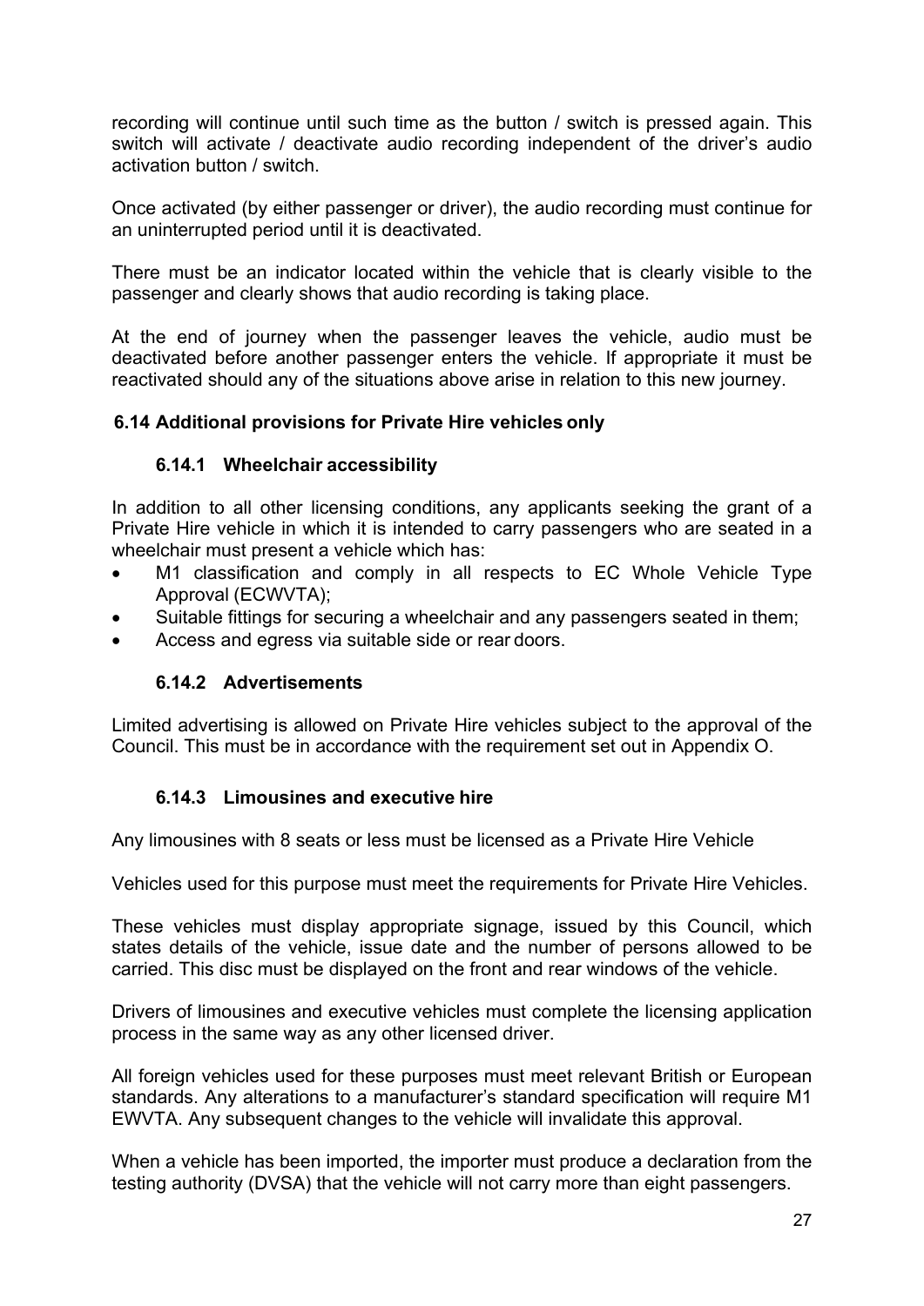recording will continue until such time as the button / switch is pressed again. This switch will activate / deactivate audio recording independent of the driver's audio activation button / switch.

Once activated (by either passenger or driver), the audio recording must continue for an uninterrupted period until it is deactivated.

There must be an indicator located within the vehicle that is clearly visible to the passenger and clearly shows that audio recording is taking place.

At the end of journey when the passenger leaves the vehicle, audio must be deactivated before another passenger enters the vehicle. If appropriate it must be reactivated should any of the situations above arise in relation to this new journey.

### 6.14 Additional provisions for Private Hire vehicles only

#### 6.14.1 Wheelchair accessibility

In addition to all other licensing conditions, any applicants seeking the grant of a Private Hire vehicle in which it is intended to carry passengers who are seated in a wheelchair must present a vehicle which has:

- M1 classification and comply in all respects to EC Whole Vehicle Type Approval (ECWVTA);
- Suitable fittings for securing a wheelchair and any passengers seated in them;
- Access and egress via suitable side or rear doors.

#### 6.14.2 Advertisements

Limited advertising is allowed on Private Hire vehicles subject to the approval of the Council. This must be in accordance with the requirement set out in Appendix O.

#### 6.14.3 Limousines and executive hire

Any limousines with 8 seats or less must be licensed as a Private Hire Vehicle

Vehicles used for this purpose must meet the requirements for Private Hire Vehicles.

These vehicles must display appropriate signage, issued by this Council, which states details of the vehicle, issue date and the number of persons allowed to be carried. This disc must be displayed on the front and rear windows of the vehicle.

Drivers of limousines and executive vehicles must complete the licensing application process in the same way as any other licensed driver.

All foreign vehicles used for these purposes must meet relevant British or European standards. Any alterations to a manufacturer's standard specification will require M1 EWVTA. Any subsequent changes to the vehicle will invalidate this approval.

When a vehicle has been imported, the importer must produce a declaration from the testing authority (DVSA) that the vehicle will not carry more than eight passengers.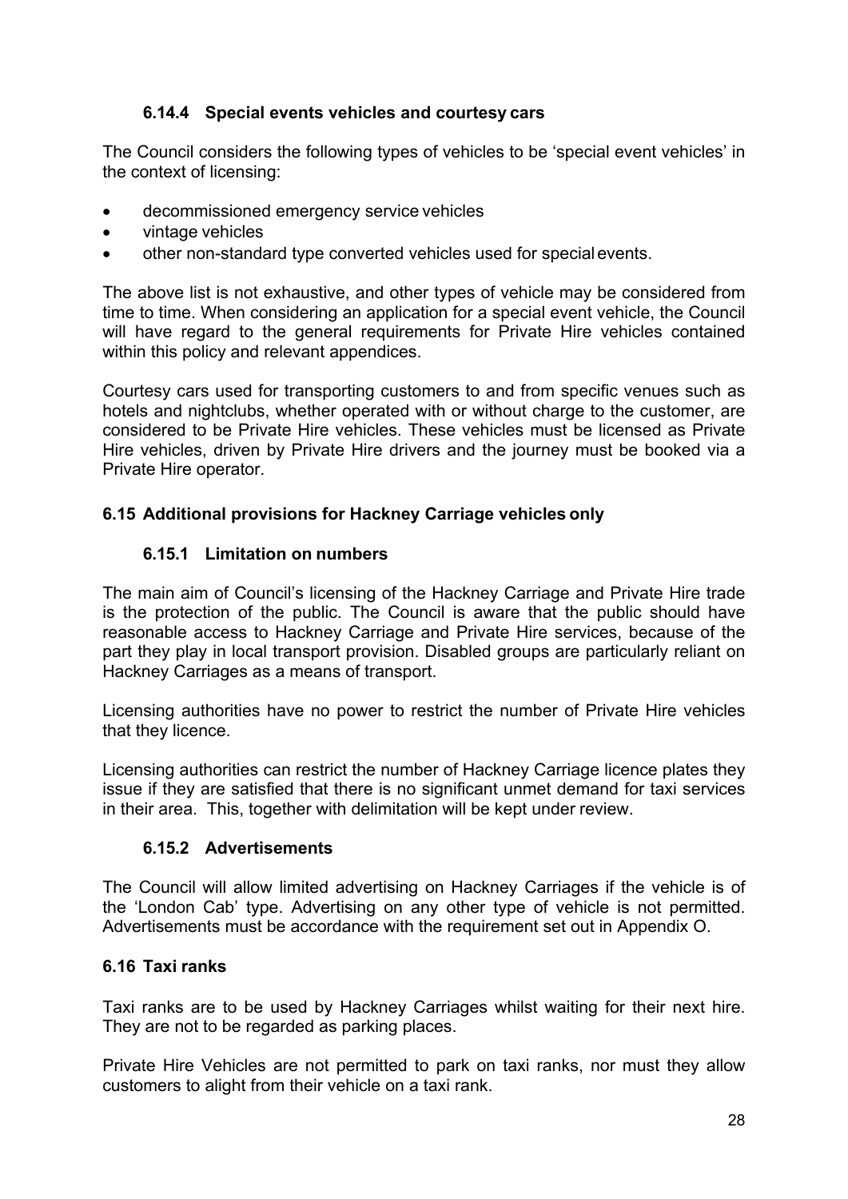#### 6.14.4 Special events vehicles and courtesy cars

The Council considers the following types of vehicles to be 'special event vehicles' in the context of licensing:

- decommissioned emergency service vehicles
- vintage vehicles
- other non-standard type converted vehicles used for special events.

The above list is not exhaustive, and other types of vehicle may be considered from time to time. When considering an application for a special event vehicle, the Council will have regard to the general requirements for Private Hire vehicles contained within this policy and relevant appendices.

Courtesy cars used for transporting customers to and from specific venues such as hotels and nightclubs, whether operated with or without charge to the customer, are considered to be Private Hire vehicles. These vehicles must be licensed as Private Hire vehicles, driven by Private Hire drivers and the journey must be booked via a Private Hire operator.

### 6.15 Additional provisions for Hackney Carriage vehicles only

#### 6.15.1 Limitation on numbers

The main aim of Council's licensing of the Hackney Carriage and Private Hire trade is the protection of the public. The Council is aware that the public should have reasonable access to Hackney Carriage and Private Hire services, because of the part they play in local transport provision. Disabled groups are particularly reliant on Hackney Carriages as a means of transport.

Licensing authorities have no power to restrict the number of Private Hire vehicles that they licence.

Licensing authorities can restrict the number of Hackney Carriage licence plates they issue if they are satisfied that there is no significant unmet demand for taxi services in their area. This, together with delimitation will be kept under review.

#### 6.15.2 Advertisements

The Council will allow limited advertising on Hackney Carriages if the vehicle is of the 'London Cab' type. Advertising on any other type of vehicle is not permitted. Advertisements must be accordance with the requirement set out in Appendix O.

### 6.16 Taxi ranks

Taxi ranks are to be used by Hackney Carriages whilst waiting for their next hire. They are not to be regarded as parking places.

Private Hire Vehicles are not permitted to park on taxi ranks, nor must they allow customers to alight from their vehicle on a taxi rank.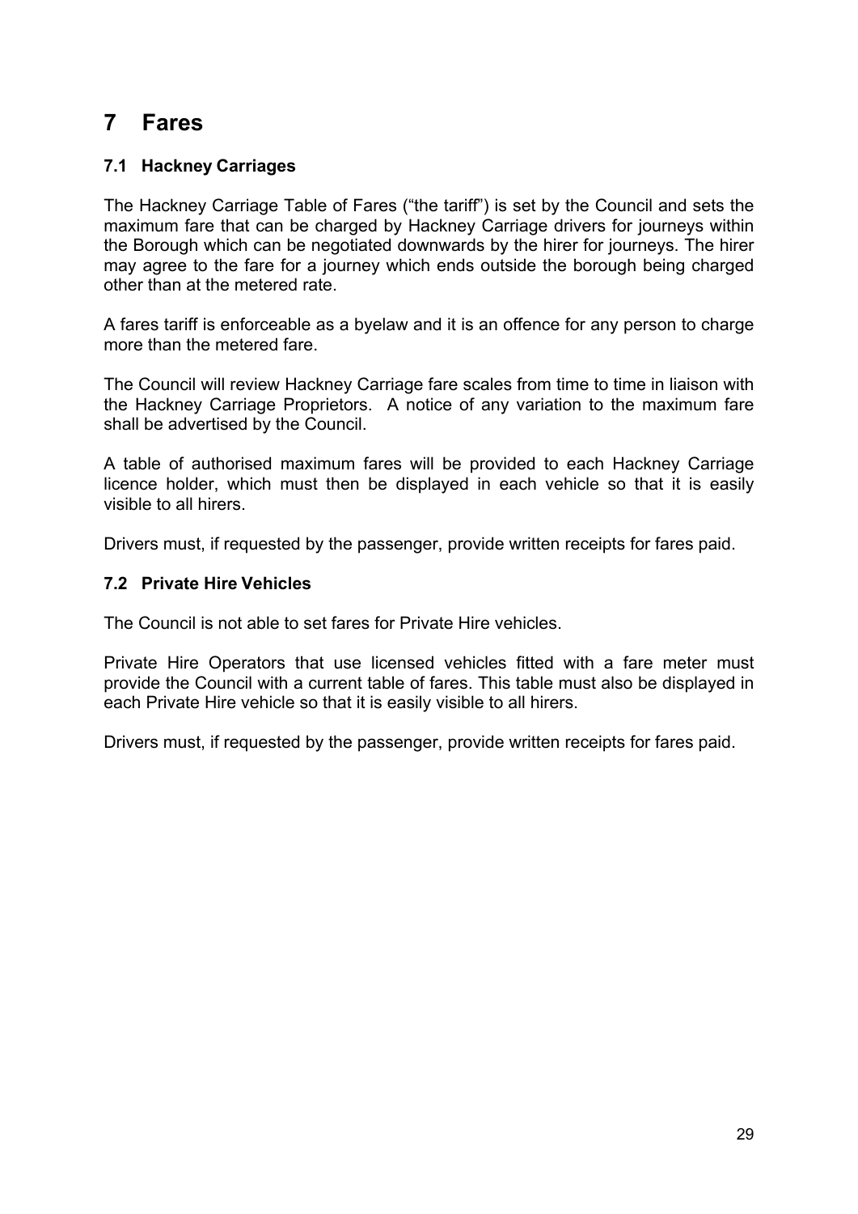# 7 Fares

## 7.1 Hackney Carriages

The Hackney Carriage Table of Fares ("the tariff") is set by the Council and sets the maximum fare that can be charged by Hackney Carriage drivers for journeys within the Borough which can be negotiated downwards by the hirer for journeys. The hirer may agree to the fare for a journey which ends outside the borough being charged other than at the metered rate.

A fares tariff is enforceable as a byelaw and it is an offence for any person to charge more than the metered fare.

The Council will review Hackney Carriage fare scales from time to time in liaison with the Hackney Carriage Proprietors. A notice of any variation to the maximum fare shall be advertised by the Council.

A table of authorised maximum fares will be provided to each Hackney Carriage licence holder, which must then be displayed in each vehicle so that it is easily visible to all hirers.

Drivers must, if requested by the passenger, provide written receipts for fares paid.

## 7.2 Private Hire Vehicles

The Council is not able to set fares for Private Hire vehicles.

Private Hire Operators that use licensed vehicles fitted with a fare meter must provide the Council with a current table of fares. This table must also be displayed in each Private Hire vehicle so that it is easily visible to all hirers.

Drivers must, if requested by the passenger, provide written receipts for fares paid.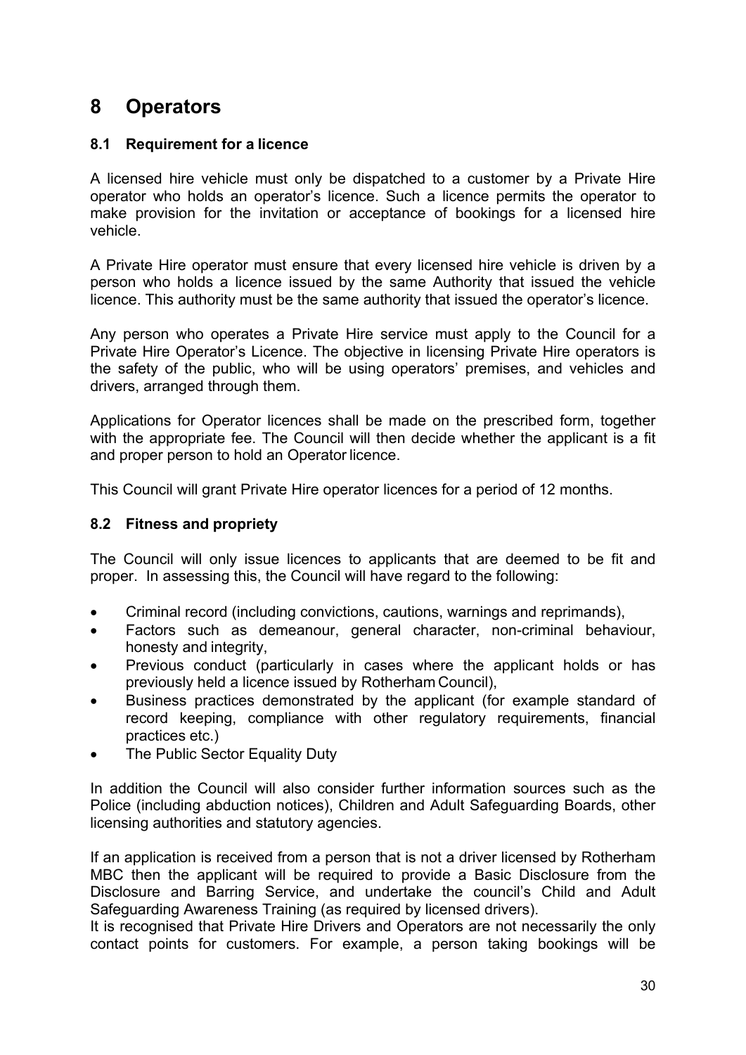# 8 Operators

## 8.1 Requirement for a licence

A licensed hire vehicle must only be dispatched to a customer by a Private Hire operator who holds an operator's licence. Such a licence permits the operator to make provision for the invitation or acceptance of bookings for a licensed hire vehicle.

A Private Hire operator must ensure that every licensed hire vehicle is driven by a person who holds a licence issued by the same Authority that issued the vehicle licence. This authority must be the same authority that issued the operator's licence.

Any person who operates a Private Hire service must apply to the Council for a Private Hire Operator's Licence. The objective in licensing Private Hire operators is the safety of the public, who will be using operators' premises, and vehicles and drivers, arranged through them.

Applications for Operator licences shall be made on the prescribed form, together with the appropriate fee. The Council will then decide whether the applicant is a fit and proper person to hold an Operator licence.

This Council will grant Private Hire operator licences for a period of 12 months.

## 8.2 Fitness and propriety

The Council will only issue licences to applicants that are deemed to be fit and proper. In assessing this, the Council will have regard to the following:

- Criminal record (including convictions, cautions, warnings and reprimands),
- Factors such as demeanour, general character, non-criminal behaviour, honesty and integrity,
- Previous conduct (particularly in cases where the applicant holds or has previously held a licence issued by Rotherham Council),
- Business practices demonstrated by the applicant (for example standard of record keeping, compliance with other regulatory requirements, financial practices etc.)
- The Public Sector Equality Duty

In addition the Council will also consider further information sources such as the Police (including abduction notices), Children and Adult Safeguarding Boards, other licensing authorities and statutory agencies.

If an application is received from a person that is not a driver licensed by Rotherham MBC then the applicant will be required to provide a Basic Disclosure from the Disclosure and Barring Service, and undertake the council's Child and Adult Safeguarding Awareness Training (as required by licensed drivers).
It is recognised that Private Hire Drivers and Operators are not necessarily the only contact points for customers. For example, a person taking bookings will be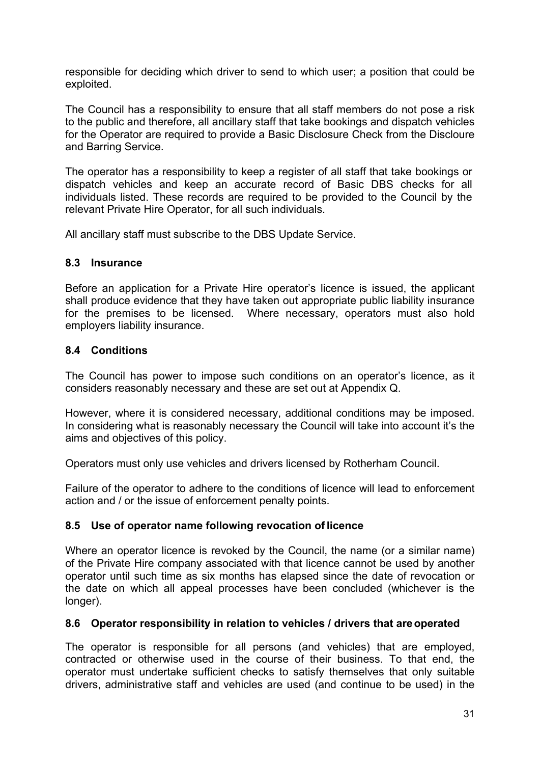responsible for deciding which driver to send to which user; a position that could be exploited.

The Council has a responsibility to ensure that all staff members do not pose a risk to the public and therefore, all ancillary staff that take bookings and dispatch vehicles for the Operator are required to provide a Basic Disclosure Check from the Discloure and Barring Service.

The operator has a responsibility to keep a register of all staff that take bookings or dispatch vehicles and keep an accurate record of Basic DBS checks for all individuals listed. These records are required to be provided to the Council by the relevant Private Hire Operator, for all such individuals.

All ancillary staff must subscribe to the DBS Update Service.

### 8.3 Insurance

Before an application for a Private Hire operator's licence is issued, the applicant shall produce evidence that they have taken out appropriate public liability insurance for the premises to be licensed. Where necessary, operators must also hold employers liability insurance.

### 8.4 Conditions

The Council has power to impose such conditions on an operator's licence, as it considers reasonably necessary and these are set out at Appendix Q.

However, where it is considered necessary, additional conditions may be imposed. In considering what is reasonably necessary the Council will take into account it's the aims and objectives of this policy.

Operators must only use vehicles and drivers licensed by Rotherham Council.

Failure of the operator to adhere to the conditions of licence will lead to enforcement action and / or the issue of enforcement penalty points.

### 8.5 Use of operator name following revocation of licence

Where an operator licence is revoked by the Council, the name (or a similar name) of the Private Hire company associated with that licence cannot be used by another operator until such time as six months has elapsed since the date of revocation or the date on which all appeal processes have been concluded (whichever is the longer).

### 8.6 Operator responsibility in relation to vehicles / drivers that are operated

The operator is responsible for all persons (and vehicles) that are employed, contracted or otherwise used in the course of their business. To that end, the operator must undertake sufficient checks to satisfy themselves that only suitable drivers, administrative staff and vehicles are used (and continue to be used) in the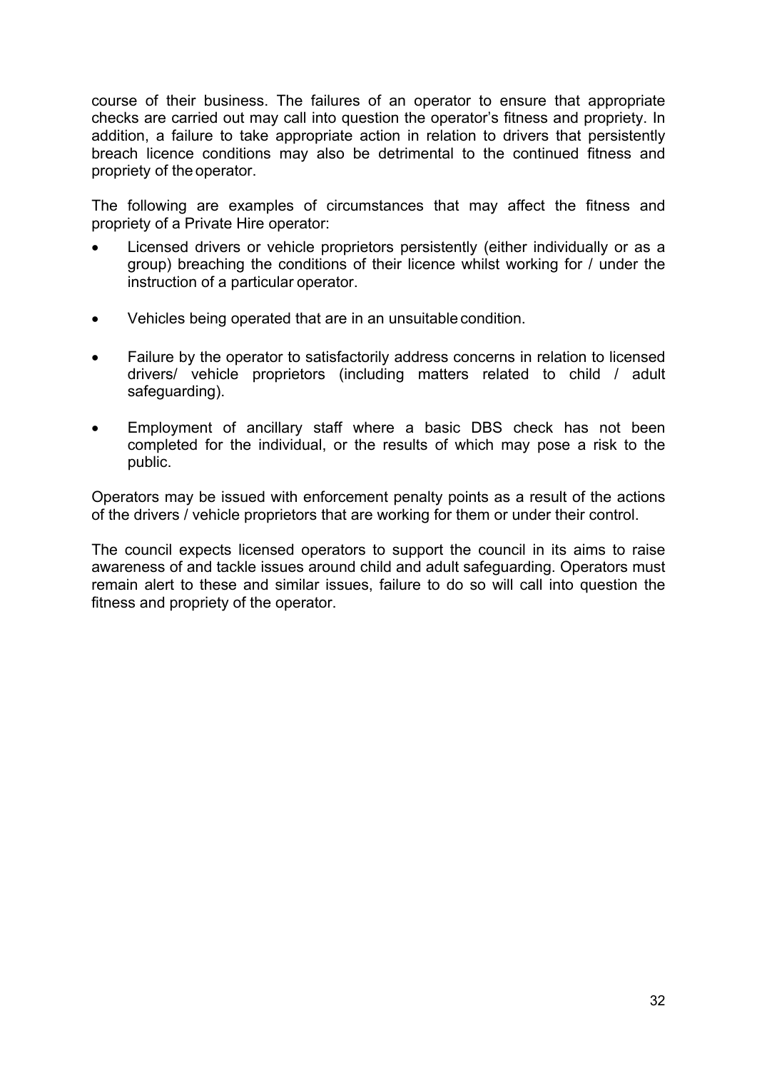course of their business. The failures of an operator to ensure that appropriate checks are carried out may call into question the operator's fitness and propriety. In addition, a failure to take appropriate action in relation to drivers that persistently breach licence conditions may also be detrimental to the continued fitness and propriety of the operator.

The following are examples of circumstances that may affect the fitness and propriety of a Private Hire operator:

- Licensed drivers or vehicle proprietors persistently (either individually or as a group) breaching the conditions of their licence whilst working for / under the instruction of a particular operator.
- Vehicles being operated that are in an unsuitable condition.
- Failure by the operator to satisfactorily address concerns in relation to licensed drivers/ vehicle proprietors (including matters related to child / adult safeguarding).
- Employment of ancillary staff where a basic DBS check has not been completed for the individual, or the results of which may pose a risk to the public.

Operators may be issued with enforcement penalty points as a result of the actions of the drivers / vehicle proprietors that are working for them or under their control.

The council expects licensed operators to support the council in its aims to raise awareness of and tackle issues around child and adult safeguarding. Operators must remain alert to these and similar issues, failure to do so will call into question the fitness and propriety of the operator.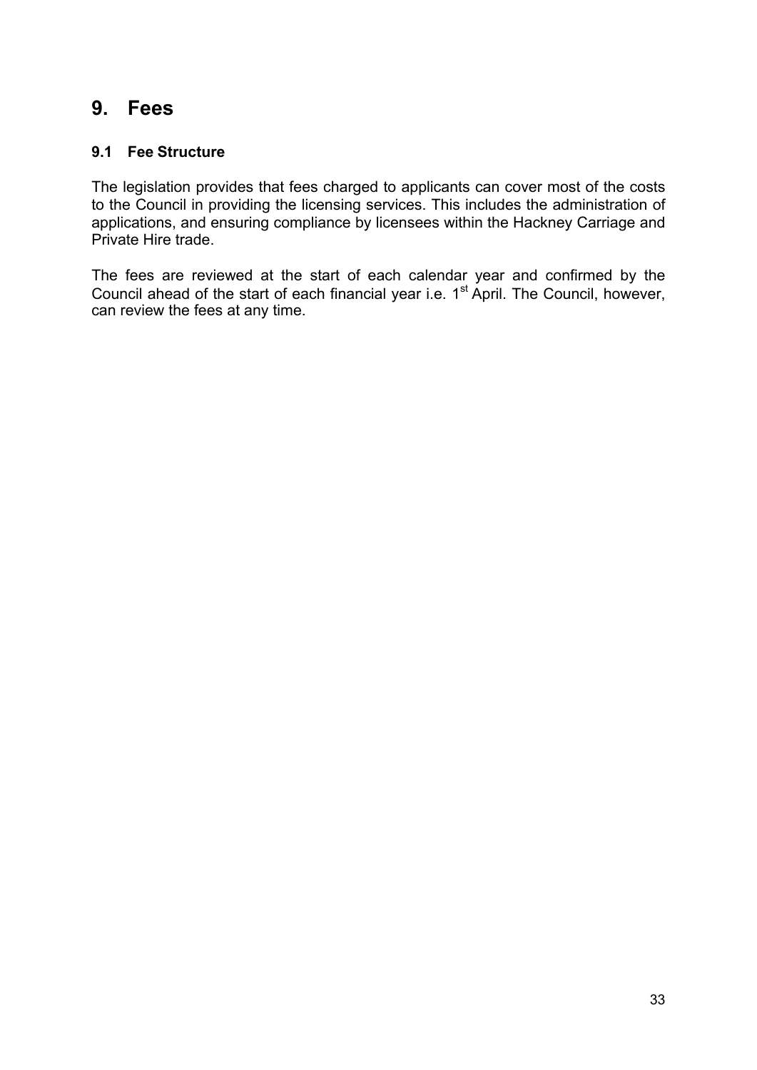# 9. Fees

## 9.1 Fee Structure

The legislation provides that fees charged to applicants can cover most of the costs to the Council in providing the licensing services. This includes the administration of applications, and ensuring compliance by licensees within the Hackney Carriage and Private Hire trade.

The fees are reviewed at the start of each calendar year and confirmed by the Council ahead of the start of each financial year i.e. 1st April. The Council, however, can review the fees at any time.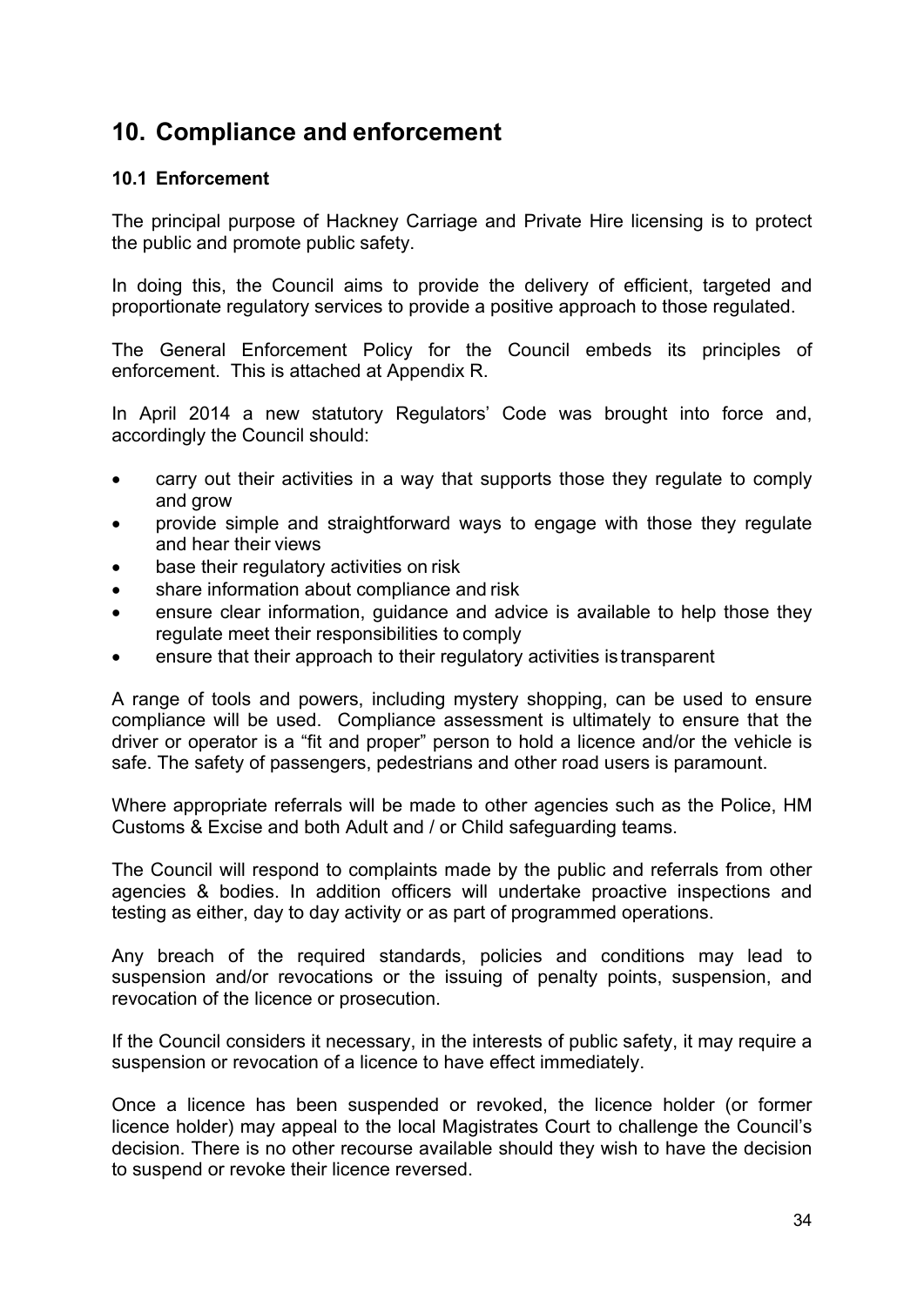## 10. Compliance and enforcement

### 10.1 Enforcement

The principal purpose of Hackney Carriage and Private Hire licensing is to protect the public and promote public safety.

In doing this, the Council aims to provide the delivery of efficient, targeted and proportionate regulatory services to provide a positive approach to those regulated.

The General Enforcement Policy for the Council embeds its principles of enforcement. This is attached at Appendix R.

In April 2014 a new statutory Regulators' Code was brought into force and, accordingly the Council should:

- carry out their activities in a way that supports those they regulate to comply and grow
- provide simple and straightforward ways to engage with those they regulate and hear their views
- base their regulatory activities on risk
- share information about compliance and risk
- ensure clear information, guidance and advice is available to help those they regulate meet their responsibilities to comply
- ensure that their approach to their regulatory activities is transparent

A range of tools and powers, including mystery shopping, can be used to ensure compliance will be used. Compliance assessment is ultimately to ensure that the driver or operator is a "fit and proper" person to hold a licence and/or the vehicle is safe. The safety of passengers, pedestrians and other road users is paramount.

Where appropriate referrals will be made to other agencies such as the Police, HM Customs & Excise and both Adult and / or Child safeguarding teams.

The Council will respond to complaints made by the public and referrals from other agencies & bodies. In addition officers will undertake proactive inspections and testing as either, day to day activity or as part of programmed operations.

Any breach of the required standards, policies and conditions may lead to suspension and/or revocations or the issuing of penalty points, suspension, and revocation of the licence or prosecution.

If the Council considers it necessary, in the interests of public safety, it may require a suspension or revocation of a licence to have effect immediately.

Once a licence has been suspended or revoked, the licence holder (or former licence holder) may appeal to the local Magistrates Court to challenge the Council's decision. There is no other recourse available should they wish to have the decision to suspend or revoke their licence reversed.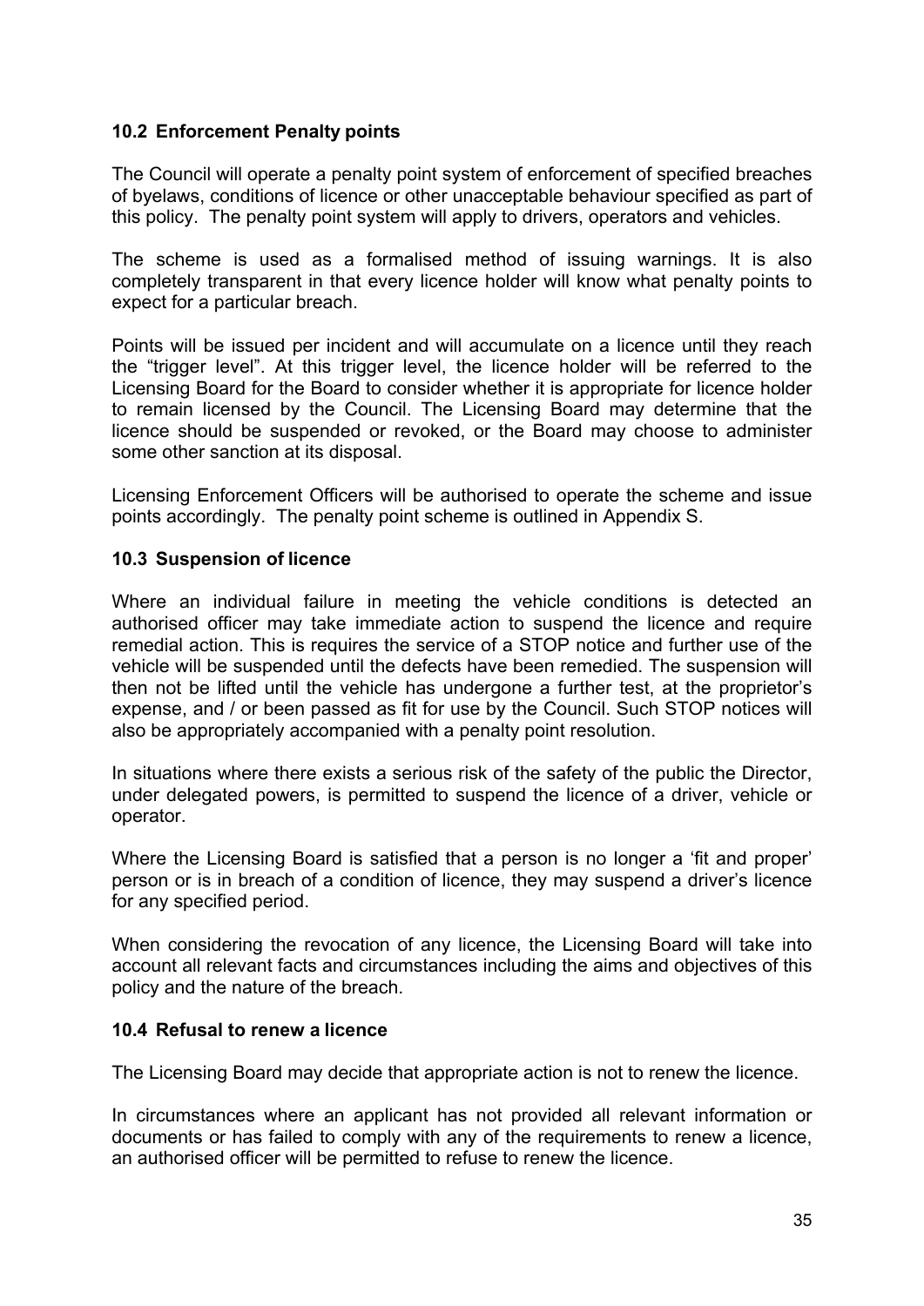### 10.2 Enforcement Penalty points

The Council will operate a penalty point system of enforcement of specified breaches of byelaws, conditions of licence or other unacceptable behaviour specified as part of this policy. The penalty point system will apply to drivers, operators and vehicles.

The scheme is used as a formalised method of issuing warnings. It is also completely transparent in that every licence holder will know what penalty points to expect for a particular breach.

Points will be issued per incident and will accumulate on a licence until they reach the "trigger level". At this trigger level, the licence holder will be referred to the Licensing Board for the Board to consider whether it is appropriate for licence holder to remain licensed by the Council. The Licensing Board may determine that the licence should be suspended or revoked, or the Board may choose to administer some other sanction at its disposal.

Licensing Enforcement Officers will be authorised to operate the scheme and issue points accordingly. The penalty point scheme is outlined in Appendix S.

### 10.3 Suspension of licence

Where an individual failure in meeting the vehicle conditions is detected an authorised officer may take immediate action to suspend the licence and require remedial action. This is requires the service of a STOP notice and further use of the vehicle will be suspended until the defects have been remedied. The suspension will then not be lifted until the vehicle has undergone a further test, at the proprietor's expense, and / or been passed as fit for use by the Council. Such STOP notices will also be appropriately accompanied with a penalty point resolution.

In situations where there exists a serious risk of the safety of the public the Director, under delegated powers, is permitted to suspend the licence of a driver, vehicle or operator.

Where the Licensing Board is satisfied that a person is no longer a 'fit and proper' person or is in breach of a condition of licence, they may suspend a driver's licence for any specified period.

When considering the revocation of any licence, the Licensing Board will take into account all relevant facts and circumstances including the aims and objectives of this policy and the nature of the breach.

### 10.4 Refusal to renew a licence

The Licensing Board may decide that appropriate action is not to renew the licence.

In circumstances where an applicant has not provided all relevant information or documents or has failed to comply with any of the requirements to renew a licence, an authorised officer will be permitted to refuse to renew the licence.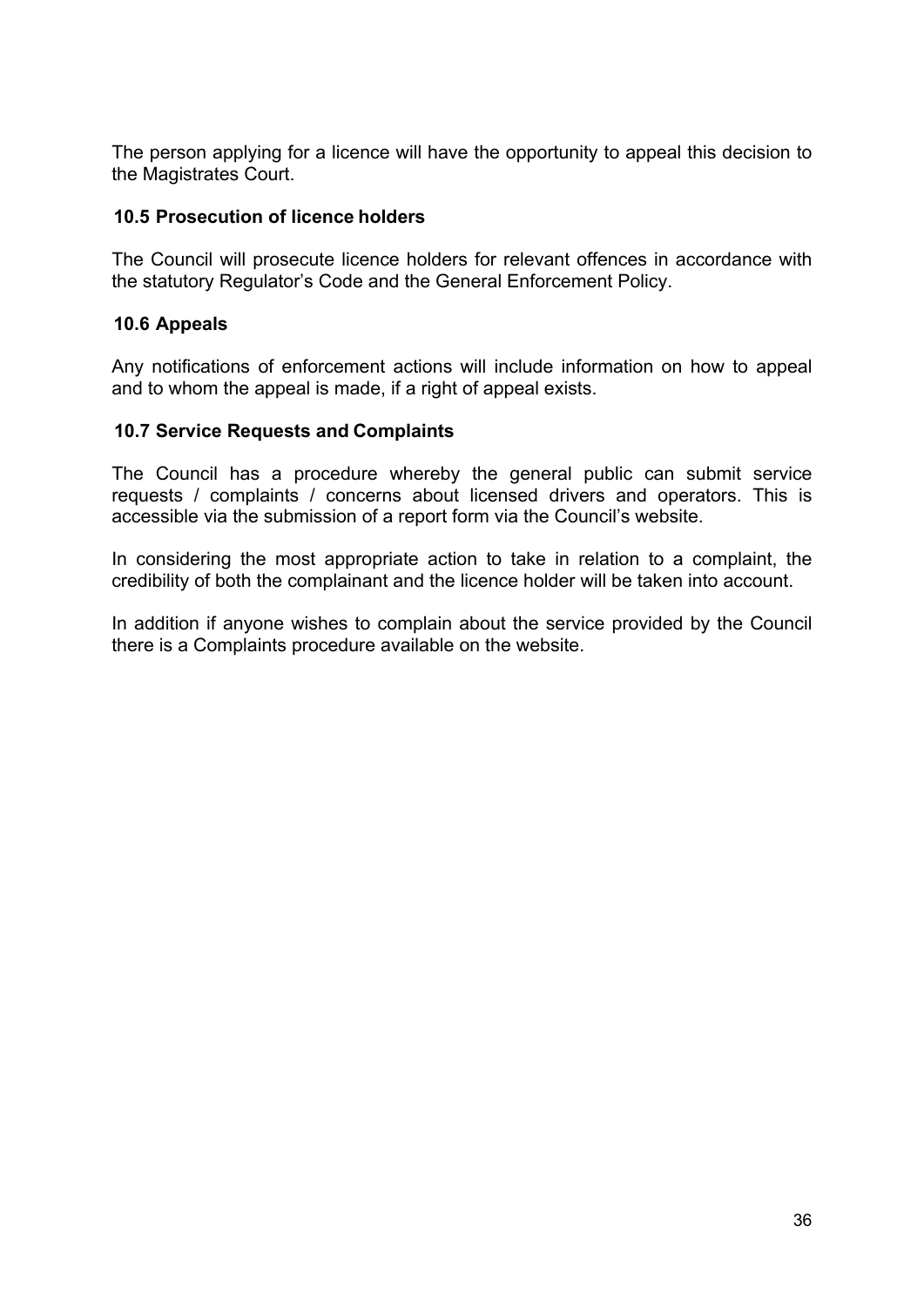The person applying for a licence will have the opportunity to appeal this decision to the Magistrates Court.

### 10.5 Prosecution of licence holders

The Council will prosecute licence holders for relevant offences in accordance with the statutory Regulator's Code and the General Enforcement Policy.

### 10.6 Appeals

Any notifications of enforcement actions will include information on how to appeal and to whom the appeal is made, if a right of appeal exists.

### 10.7 Service Requests and Complaints

The Council has a procedure whereby the general public can submit service requests / complaints / concerns about licensed drivers and operators. This is accessible via the submission of a report form via the Council's website.

In considering the most appropriate action to take in relation to a complaint, the credibility of both the complainant and the licence holder will be taken into account.

In addition if anyone wishes to complain about the service provided by the Council there is a Complaints procedure available on the website.